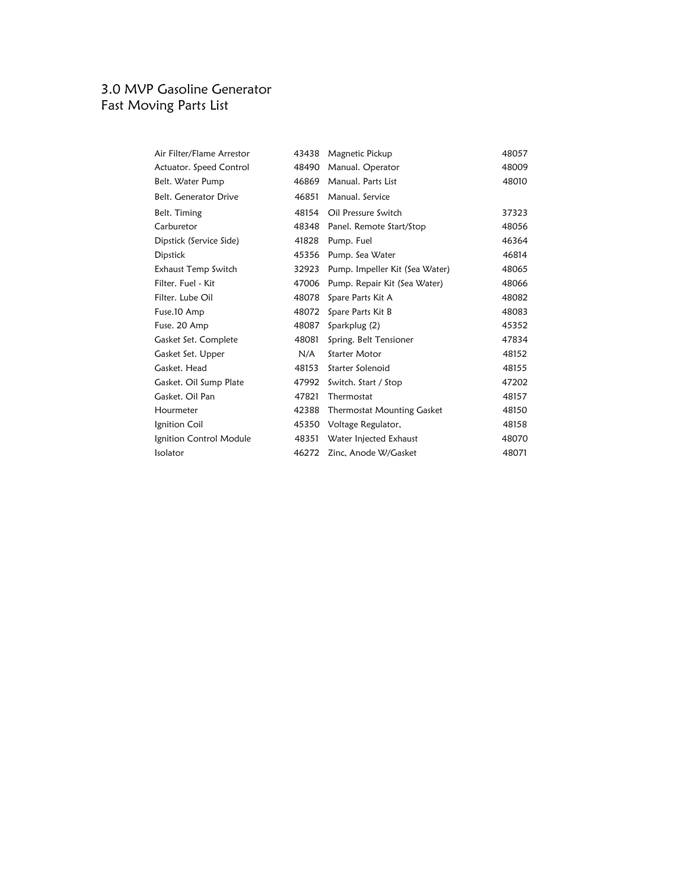# 3.0 MVP Gasoline Generator
## Fast Moving Parts List

| | | | |
|---|---|---|---|
| Air Filter/Flame Arrestor | 43438 | Magnetic Pickup | 48057 |
| Actuator. Speed Control | 48490 | Manual. Operator | 48009 |
| Belt. Water Pump | 46869 | Manual. Parts List | 48010 |
| Belt. Generator Drive | 46851 | Manual. Service | |
| Belt. Timing | 48154 | Oil Pressure Switch | 37323 |
| Carburetor | 48348 | Panel. Remote Start/Stop | 48056 |
| Dipstick (Service Side) | 41828 | Pump. Fuel | 46364 |
| Dipstick | 45356 | Pump. Sea Water | 46814 |
| Exhaust Temp Switch | 32923 | Pump. Impeller Kit (Sea Water) | 48065 |
| Filter. Fuel - Kit | 47006 | Pump. Repair Kit (Sea Water) | 48066 |
| Filter. Lube Oil | 48078 | Spare Parts Kit A | 48082 |
| Fuse.10 Amp | 48072 | Spare Parts Kit B | 48083 |
| Fuse. 20 Amp | 48087 | Sparkplug (2) | 45352 |
| Gasket Set. Complete | 48081 | Spring. Belt Tensioner | 47834 |
| Gasket Set. Upper | N/A | Starter Motor | 48152 |
| Gasket. Head | 48153 | Starter Solenoid | 48155 |
| Gasket. Oil Sump Plate | 47992 | Switch. Start / Stop | 47202 |
| Gasket. Oil Pan | 47821 | Thermostat | 48157 |
| Hourmeter | 42388 | Thermostat Mounting Gasket | 48150 |
| Ignition Coil | 45350 | Voltage Regulator, | 48158 |
| Ignition Control Module | 48351 | Water Injected Exhaust | 48070 |
| Isolator | 46272 | Zinc, Anode W/Gasket | 48071 |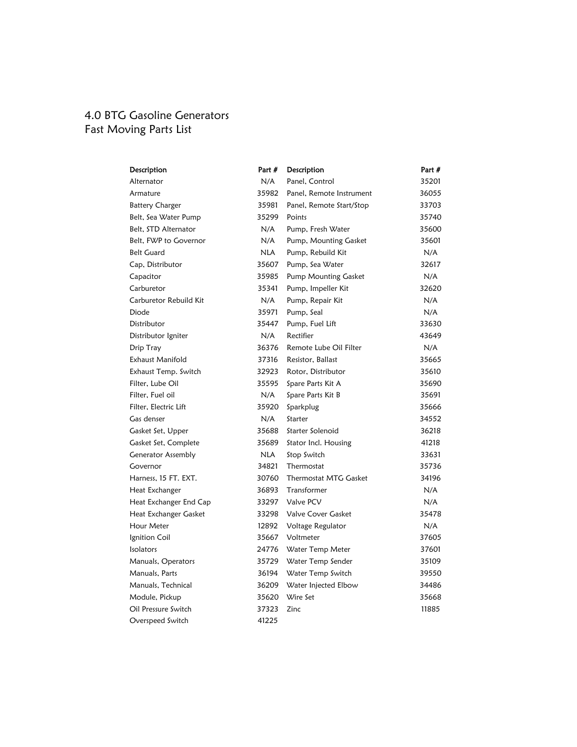# 4.0 BTG Gasoline Generators
## Fast Moving Parts List

| Description | Part # | Description | Part # |
|---|---|---|---|
| Alternator | N/A | Panel, Control | 35201 |
| Armature | 35982 | Panel, Remote Instrument | 36055 |
| Battery Charger | 35981 | Panel, Remote Start/Stop | 33703 |
| Belt, Sea Water Pump | 35299 | Points | 35740 |
| Belt, STD Alternator | N/A | Pump, Fresh Water | 35600 |
| Belt, FWP to Governor | N/A | Pump, Mounting Gasket | 35601 |
| Belt Guard | NLA | Pump, Rebuild Kit | N/A |
| Cap, Distributor | 35607 | Pump, Sea Water | 32617 |
| Capacitor | 35985 | Pump Mounting Gasket | N/A |
| Carburetor | 35341 | Pump, Impeller Kit | 32620 |
| Carburetor Rebuild Kit | N/A | Pump, Repair Kit | N/A |
| Diode | 35971 | Pump, Seal | N/A |
| Distributor | 35447 | Pump, Fuel Lift | 33630 |
| Distributor Igniter | N/A | Rectifier | 43649 |
| Drip Tray | 36376 | Remote Lube Oil Filter | N/A |
| Exhaust Manifold | 37316 | Resistor, Ballast | 35665 |
| Exhaust Temp. Switch | 32923 | Rotor, Distributor | 35610 |
| Filter, Lube Oil | 35595 | Spare Parts Kit A | 35690 |
| Filter, Fuel oil | N/A | Spare Parts Kit B | 35691 |
| Filter, Electric Lift | 35920 | Sparkplug | 35666 |
| Gas denser | N/A | Starter | 34552 |
| Gasket Set, Upper | 35688 | Starter Solenoid | 36218 |
| Gasket Set, Complete | 35689 | Stator Incl. Housing | 41218 |
| Generator Assembly | NLA | Stop Switch | 33631 |
| Governor | 34821 | Thermostat | 35736 |
| Harness, 15 FT. EXT. | 30760 | Thermostat MTG Gasket | 34196 |
| Heat Exchanger | 36893 | Transformer | N/A |
| Heat Exchanger End Cap | 33297 | Valve PCV | N/A |
| Heat Exchanger Gasket | 33298 | Valve Cover Gasket | 35478 |
| Hour Meter | 12892 | Voltage Regulator | N/A |
| Ignition Coil | 35667 | Voltmeter | 37605 |
| Isolators | 24776 | Water Temp Meter | 37601 |
| Manuals, Operators | 35729 | Water Temp Sender | 35109 |
| Manuals, Parts | 36194 | Water Temp Switch | 39550 |
| Manuals, Technical | 36209 | Water Injected Elbow | 34486 |
| Module, Pickup | 35620 | Wire Set | 35668 |
| Oil Pressure Switch | 37323 | Zinc | 11885 |
| Overspeed Switch | 41225 | | |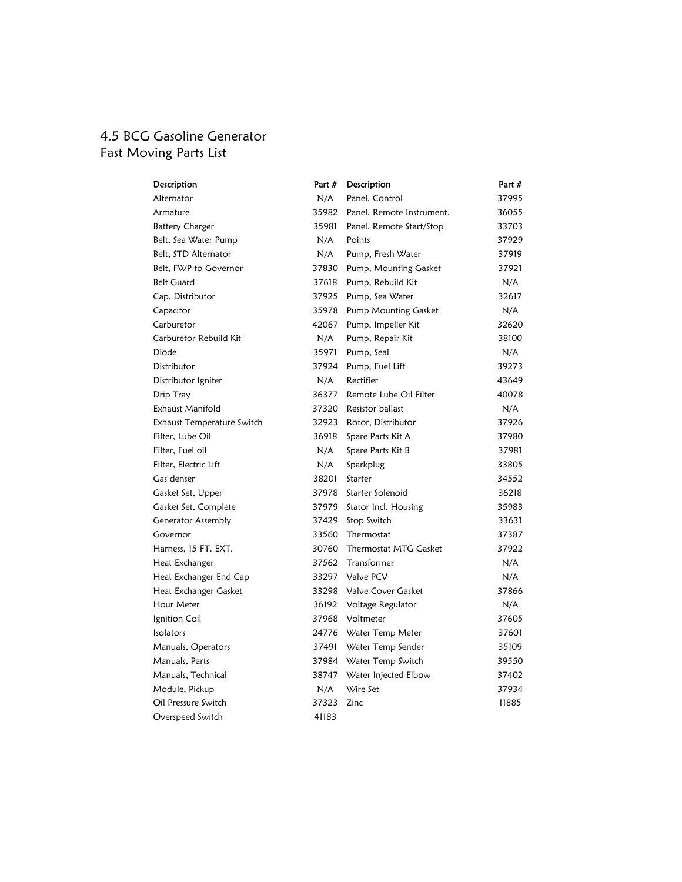# 4.5 BCG Gasoline Generator
## Fast Moving Parts List

| Description | Part # | Description | Part # |
|---|---|---|---|
| Alternator | N/A | Panel, Control | 37995 |
| Armature | 35982 | Panel, Remote Instrument. | 36055 |
| Battery Charger | 35981 | Panel, Remote Start/Stop | 33703 |
| Belt, Sea Water Pump | N/A | Points | 37929 |
| Belt, STD Alternator | N/A | Pump, Fresh Water | 37919 |
| Belt, FWP to Governor | 37830 | Pump, Mounting Gasket | 37921 |
| Belt Guard | 37618 | Pump, Rebuild Kit | N/A |
| Cap, Distributor | 37925 | Pump, Sea Water | 32617 |
| Capacitor | 35978 | Pump Mounting Gasket | N/A |
| Carburetor | 42067 | Pump, Impeller Kit | 32620 |
| Carburetor Rebuild Kit | N/A | Pump, Repair Kit | 38100 |
| Diode | 35971 | Pump, Seal | N/A |
| Distributor | 37924 | Pump, Fuel Lift | 39273 |
| Distributor Igniter | N/A | Rectifier | 43649 |
| Drip Tray | 36377 | Remote Lube Oil Filter | 40078 |
| Exhaust Manifold | 37320 | Resistor ballast | N/A |
| Exhaust Temperature Switch | 32923 | Rotor, Distributor | 37926 |
| Filter, Lube Oil | 36918 | Spare Parts Kit A | 37980 |
| Filter, Fuel oil | N/A | Spare Parts Kit B | 37981 |
| Filter, Electric Lift | N/A | Sparkplug | 33805 |
| Gas denser | 38201 | Starter | 34552 |
| Gasket Set, Upper | 37978 | Starter Solenoid | 36218 |
| Gasket Set, Complete | 37979 | Stator Incl. Housing | 35983 |
| Generator Assembly | 37429 | Stop Switch | 33631 |
| Governor | 33560 | Thermostat | 37387 |
| Harness, 15 FT. EXT. | 30760 | Thermostat MTG Gasket | 37922 |
| Heat Exchanger | 37562 | Transformer | N/A |
| Heat Exchanger End Cap | 33297 | Valve PCV | N/A |
| Heat Exchanger Gasket | 33298 | Valve Cover Gasket | 37866 |
| Hour Meter | 36192 | Voltage Regulator | N/A |
| Ignition Coil | 37968 | Voltmeter | 37605 |
| Isolators | 24776 | Water Temp Meter | 37601 |
| Manuals, Operators | 37491 | Water Temp Sender | 35109 |
| Manuals, Parts | 37984 | Water Temp Switch | 39550 |
| Manuals, Technical | 38747 | Water Injected Elbow | 37402 |
| Module, Pickup | N/A | Wire Set | 37934 |
| Oil Pressure Switch | 37323 | Zinc | 11885 |
| Overspeed Switch | 41183 | | |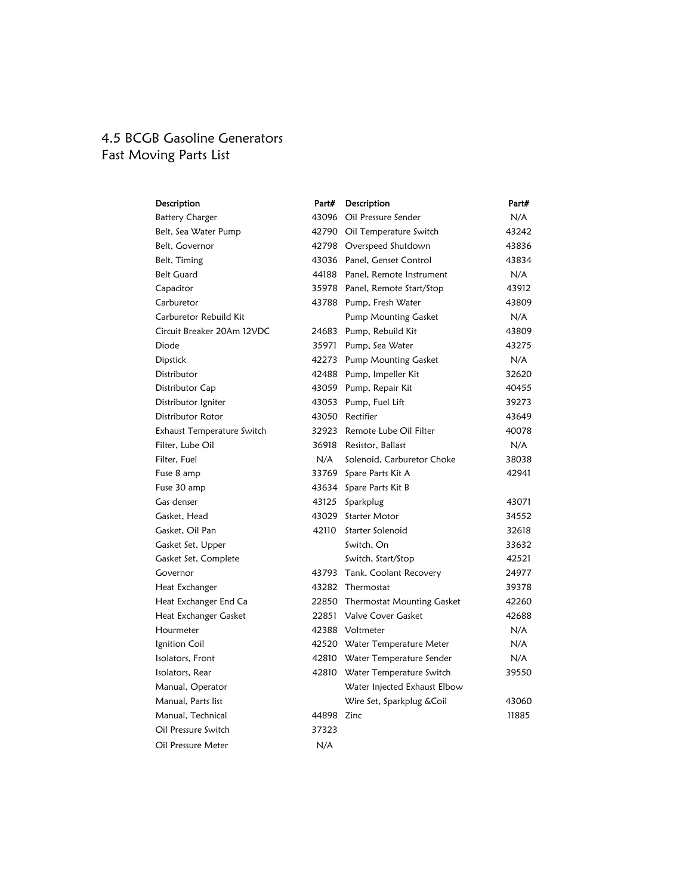# 4.5 BCGB Gasoline Generators
## Fast Moving Parts List

| Description | Part# | Description | Part# |
|---|---|---|---|
| Battery Charger | 43096 | Oil Pressure Sender | N/A |
| Belt, Sea Water Pump | 42790 | Oil Temperature Switch | 43242 |
| Belt, Governor | 42798 | Overspeed Shutdown | 43836 |
| Belt, Timing | 43036 | Panel, Genset Control | 43834 |
| Belt Guard | 44188 | Panel, Remote Instrument | N/A |
| Capacitor | 35978 | Panel, Remote Start/Stop | 43912 |
| Carburetor | 43788 | Pump, Fresh Water | 43809 |
| Carburetor Rebuild Kit | | Pump Mounting Gasket | N/A |
| Circuit Breaker 20Am 12VDC | 24683 | Pump, Rebuild Kit | 43809 |
| Diode | 35971 | Pump, Sea Water | 43275 |
| Dipstick | 42273 | Pump Mounting Gasket | N/A |
| Distributor | 42488 | Pump, Impeller Kit | 32620 |
| Distributor Cap | 43059 | Pump, Repair Kit | 40455 |
| Distributor Igniter | 43053 | Pump, Fuel Lift | 39273 |
| Distributor Rotor | 43050 | Rectifier | 43649 |
| Exhaust Temperature Switch | 32923 | Remote Lube Oil Filter | 40078 |
| Filter, Lube Oil | 36918 | Resistor, Ballast | N/A |
| Filter, Fuel | N/A | Solenoid, Carburetor Choke | 38038 |
| Fuse 8 amp | 33769 | Spare Parts Kit A | 42941 |
| Fuse 30 amp | 43634 | Spare Parts Kit B | |
| Gas denser | 43125 | Sparkplug | 43071 |
| Gasket, Head | 43029 | Starter Motor | 34552 |
| Gasket, Oil Pan | 42110 | Starter Solenoid | 32618 |
| Gasket Set, Upper | | Switch, On | 33632 |
| Gasket Set, Complete | | Switch, Start/Stop | 42521 |
| Governor | 43793 | Tank, Coolant Recovery | 24977 |
| Heat Exchanger | 43282 | Thermostat | 39378 |
| Heat Exchanger End Ca | 22850 | Thermostat Mounting Gasket | 42260 |
| Heat Exchanger Gasket | 22851 | Valve Cover Gasket | 42688 |
| Hourmeter | 42388 | Voltmeter | N/A |
| Ignition Coil | 42520 | Water Temperature Meter | N/A |
| Isolators, Front | 42810 | Water Temperature Sender | N/A |
| Isolators, Rear | 42810 | Water Temperature Switch | 39550 |
| Manual, Operator | | Water Injected Exhaust Elbow | |
| Manual, Parts list | | Wire Set, Sparkplug &Coil | 43060 |
| Manual, Technical | 44898 | Zinc | 11885 |
| Oil Pressure Switch | 37323 | | |
| Oil Pressure Meter | N/A | | |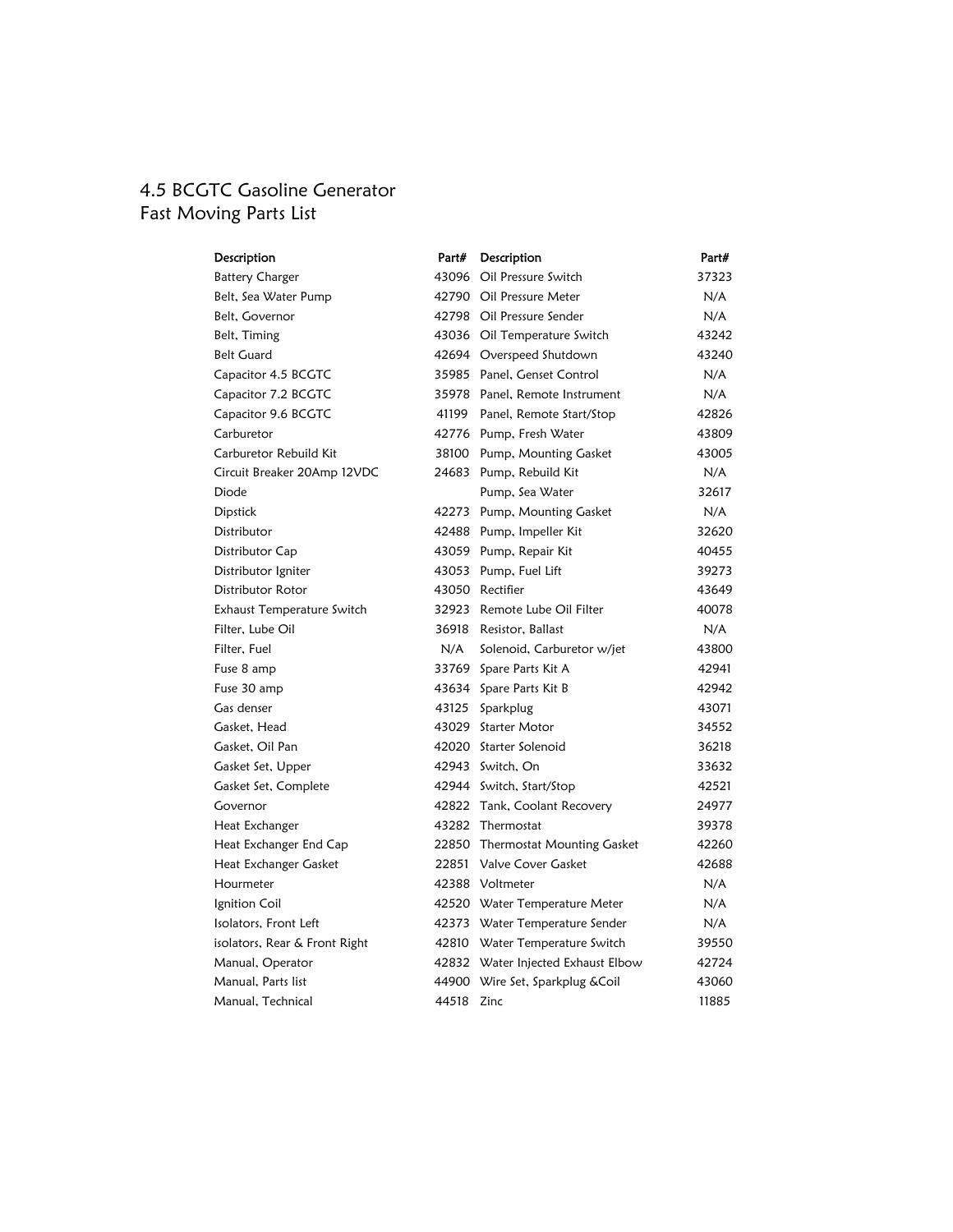# 4.5 BCGTC Gasoline Generator
## Fast Moving Parts List

| Description | Part# | Description | Part# |
|---|---|---|---|
| Battery Charger | 43096 | Oil Pressure Switch | 37323 |
| Belt, Sea Water Pump | 42790 | Oil Pressure Meter | N/A |
| Belt, Governor | 42798 | Oil Pressure Sender | N/A |
| Belt, Timing | 43036 | Oil Temperature Switch | 43242 |
| Belt Guard | 42694 | Overspeed Shutdown | 43240 |
| Capacitor 4.5 BCGTC | 35985 | Panel, Genset Control | N/A |
| Capacitor 7.2 BCGTC | 35978 | Panel, Remote Instrument | N/A |
| Capacitor 9.6 BCGTC | 41199 | Panel, Remote Start/Stop | 42826 |
| Carburetor | 42776 | Pump, Fresh Water | 43809 |
| Carburetor Rebuild Kit | 38100 | Pump, Mounting Gasket | 43005 |
| Circuit Breaker 20Amp 12VDC | 24683 | Pump, Rebuild Kit | N/A |
| Diode | | Pump, Sea Water | 32617 |
| Dipstick | 42273 | Pump, Mounting Gasket | N/A |
| Distributor | 42488 | Pump, Impeller Kit | 32620 |
| Distributor Cap | 43059 | Pump, Repair Kit | 40455 |
| Distributor Igniter | 43053 | Pump, Fuel Lift | 39273 |
| Distributor Rotor | 43050 | Rectifier | 43649 |
| Exhaust Temperature Switch | 32923 | Remote Lube Oil Filter | 40078 |
| Filter, Lube Oil | 36918 | Resistor, Ballast | N/A |
| Filter, Fuel | N/A | Solenoid, Carburetor w/jet | 43800 |
| Fuse 8 amp | 33769 | Spare Parts Kit A | 42941 |
| Fuse 30 amp | 43634 | Spare Parts Kit B | 42942 |
| Gas denser | 43125 | Sparkplug | 43071 |
| Gasket, Head | 43029 | Starter Motor | 34552 |
| Gasket, Oil Pan | 42020 | Starter Solenoid | 36218 |
| Gasket Set, Upper | 42943 | Switch, On | 33632 |
| Gasket Set, Complete | 42944 | Switch, Start/Stop | 42521 |
| Governor | 42822 | Tank, Coolant Recovery | 24977 |
| Heat Exchanger | 43282 | Thermostat | 39378 |
| Heat Exchanger End Cap | 22850 | Thermostat Mounting Gasket | 42260 |
| Heat Exchanger Gasket | 22851 | Valve Cover Gasket | 42688 |
| Hourmeter | 42388 | Voltmeter | N/A |
| Ignition Coil | 42520 | Water Temperature Meter | N/A |
| Isolators, Front Left | 42373 | Water Temperature Sender | N/A |
| isolators, Rear & Front Right | 42810 | Water Temperature Switch | 39550 |
| Manual, Operator | 42832 | Water Injected Exhaust Elbow | 42724 |
| Manual, Parts list | 44900 | Wire Set, Sparkplug &Coil | 43060 |
| Manual, Technical | 44518 | Zinc | 11885 |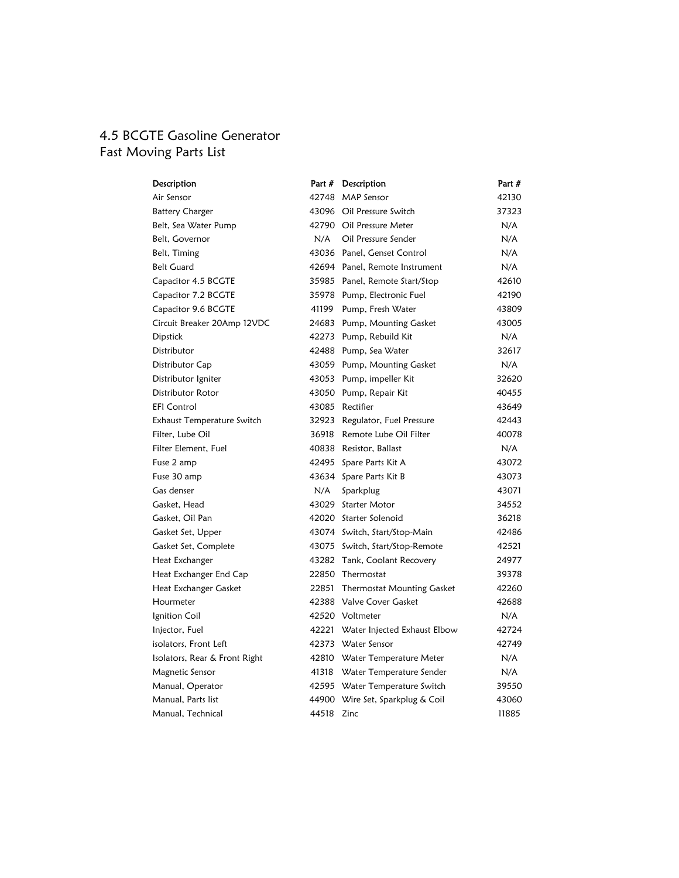# 4.5 BCGTE Gasoline Generator
## Fast Moving Parts List

| Description | Part # | Description | Part # |
|---|---|---|---|
| Air Sensor | 42748 | MAP Sensor | 42130 |
| Battery Charger | 43096 | Oil Pressure Switch | 37323 |
| Belt, Sea Water Pump | 42790 | Oil Pressure Meter | N/A |
| Belt, Governor | N/A | Oil Pressure Sender | N/A |
| Belt, Timing | 43036 | Panel, Genset Control | N/A |
| Belt Guard | 42694 | Panel, Remote Instrument | N/A |
| Capacitor 4.5 BCGTE | 35985 | Panel, Remote Start/Stop | 42610 |
| Capacitor 7.2 BCGTE | 35978 | Pump, Electronic Fuel | 42190 |
| Capacitor 9.6 BCGTE | 41199 | Pump, Fresh Water | 43809 |
| Circuit Breaker 20Amp 12VDC | 24683 | Pump, Mounting Gasket | 43005 |
| Dipstick | 42273 | Pump, Rebuild Kit | N/A |
| Distributor | 42488 | Pump, Sea Water | 32617 |
| Distributor Cap | 43059 | Pump, Mounting Gasket | N/A |
| Distributor Igniter | 43053 | Pump, impeller Kit | 32620 |
| Distributor Rotor | 43050 | Pump, Repair Kit | 40455 |
| EFI Control | 43085 | Rectifier | 43649 |
| Exhaust Temperature Switch | 32923 | Regulator, Fuel Pressure | 42443 |
| Filter, Lube Oil | 36918 | Remote Lube Oil Filter | 40078 |
| Filter Element, Fuel | 40838 | Resistor, Ballast | N/A |
| Fuse 2 amp | 42495 | Spare Parts Kit A | 43072 |
| Fuse 30 amp | 43634 | Spare Parts Kit B | 43073 |
| Gas denser | N/A | Sparkplug | 43071 |
| Gasket, Head | 43029 | Starter Motor | 34552 |
| Gasket, Oil Pan | 42020 | Starter Solenoid | 36218 |
| Gasket Set, Upper | 43074 | Switch, Start/Stop-Main | 42486 |
| Gasket Set, Complete | 43075 | Switch, Start/Stop-Remote | 42521 |
| Heat Exchanger | 43282 | Tank, Coolant Recovery | 24977 |
| Heat Exchanger End Cap | 22850 | Thermostat | 39378 |
| Heat Exchanger Gasket | 22851 | Thermostat Mounting Gasket | 42260 |
| Hourmeter | 42388 | Valve Cover Gasket | 42688 |
| Ignition Coil | 42520 | Voltmeter | N/A |
| Injector, Fuel | 42221 | Water Injected Exhaust Elbow | 42724 |
| isolators, Front Left | 42373 | Water Sensor | 42749 |
| Isolators, Rear & Front Right | 42810 | Water Temperature Meter | N/A |
| Magnetic Sensor | 41318 | Water Temperature Sender | N/A |
| Manual, Operator | 42595 | Water Temperature Switch | 39550 |
| Manual, Parts list | 44900 | Wire Set, Sparkplug & Coil | 43060 |
| Manual, Technical | 44518 | Zinc | 11885 |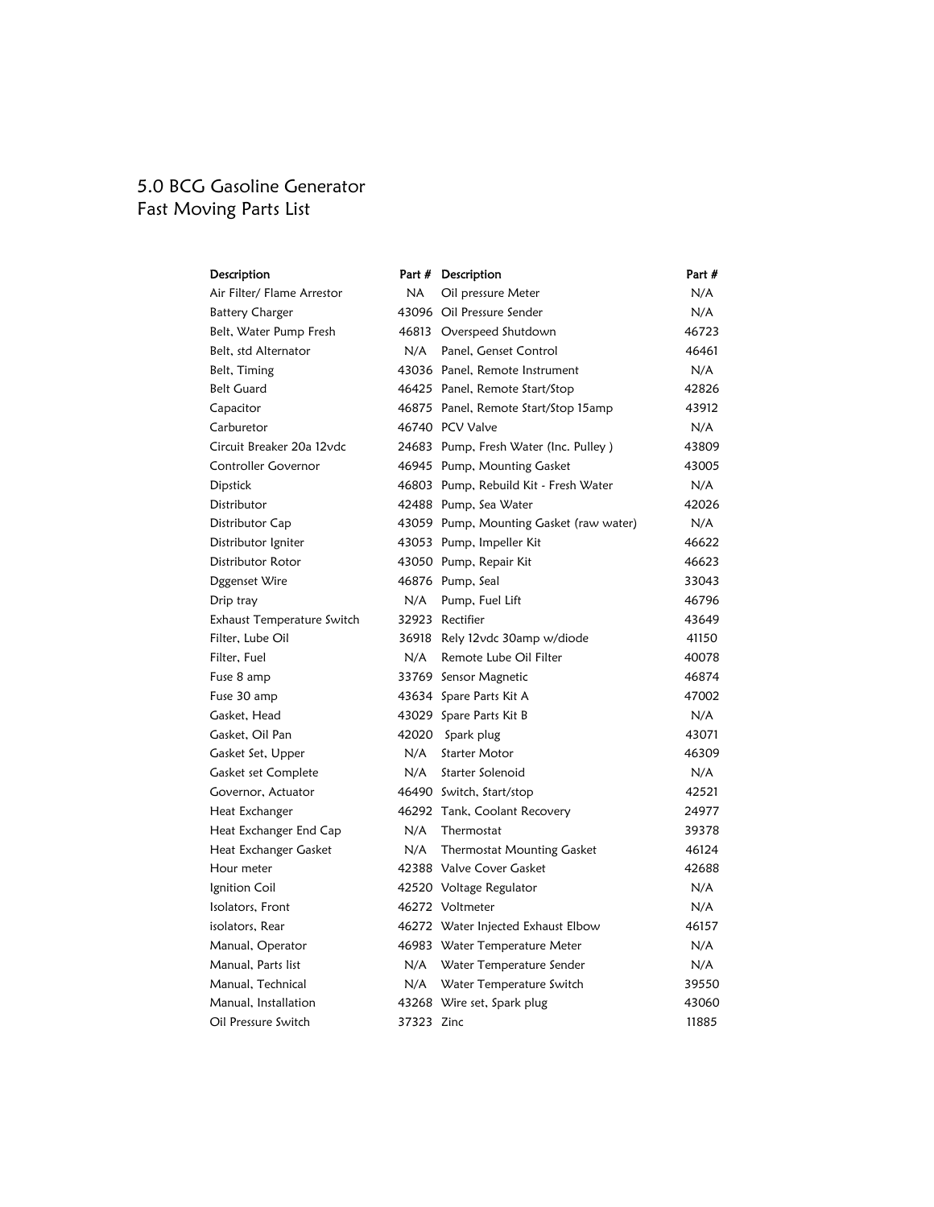# 5.0 BCG Gasoline Generator
# Fast Moving Parts List

| Description | Part # | Description | Part # |
|---|---|---|---|
| Air Filter/ Flame Arrestor | NA | Oil pressure Meter | N/A |
| Battery Charger | 43096 | Oil Pressure Sender | N/A |
| Belt, Water Pump Fresh | 46813 | Overspeed Shutdown | 46723 |
| Belt, std Alternator | N/A | Panel, Genset Control | 46461 |
| Belt, Timing | 43036 | Panel, Remote Instrument | N/A |
| Belt Guard | 46425 | Panel, Remote Start/Stop | 42826 |
| Capacitor | 46875 | Panel, Remote Start/Stop 15amp | 43912 |
| Carburetor | 46740 | PCV Valve | N/A |
| Circuit Breaker 20a 12vdc | 24683 | Pump, Fresh Water (Inc. Pulley ) | 43809 |
| Controller Governor | 46945 | Pump, Mounting Gasket | 43005 |
| Dipstick | 46803 | Pump, Rebuild Kit - Fresh Water | N/A |
| Distributor | 42488 | Pump, Sea Water | 42026 |
| Distributor Cap | 43059 | Pump, Mounting Gasket (raw water) | N/A |
| Distributor Igniter | 43053 | Pump, Impeller Kit | 46622 |
| Distributor Rotor | 43050 | Pump, Repair Kit | 46623 |
| Dggenset Wire | 46876 | Pump, Seal | 33043 |
| Drip tray | N/A | Pump, Fuel Lift | 46796 |
| Exhaust Temperature Switch | 32923 | Rectifier | 43649 |
| Filter, Lube Oil | 36918 | Rely 12vdc 30amp w/diode | 41150 |
| Filter, Fuel | N/A | Remote Lube Oil Filter | 40078 |
| Fuse 8 amp | 33769 | Sensor Magnetic | 46874 |
| Fuse 30 amp | 43634 | Spare Parts Kit A | 47002 |
| Gasket, Head | 43029 | Spare Parts Kit B | N/A |
| Gasket, Oil Pan | 42020 | Spark plug | 43071 |
| Gasket Set, Upper | N/A | Starter Motor | 46309 |
| Gasket set Complete | N/A | Starter Solenoid | N/A |
| Governor, Actuator | 46490 | Switch, Start/stop | 42521 |
| Heat Exchanger | 46292 | Tank, Coolant Recovery | 24977 |
| Heat Exchanger End Cap | N/A | Thermostat | 39378 |
| Heat Exchanger Gasket | N/A | Thermostat Mounting Gasket | 46124 |
| Hour meter | 42388 | Valve Cover Gasket | 42688 |
| Ignition Coil | 42520 | Voltage Regulator | N/A |
| Isolators, Front | 46272 | Voltmeter | N/A |
| isolators, Rear | 46272 | Water Injected Exhaust Elbow | 46157 |
| Manual, Operator | 46983 | Water Temperature Meter | N/A |
| Manual, Parts list | N/A | Water Temperature Sender | N/A |
| Manual, Technical | N/A | Water Temperature Switch | 39550 |
| Manual, Installation | 43268 | Wire set, Spark plug | 43060 |
| Oil Pressure Switch | 37323 | Zinc | 11885 |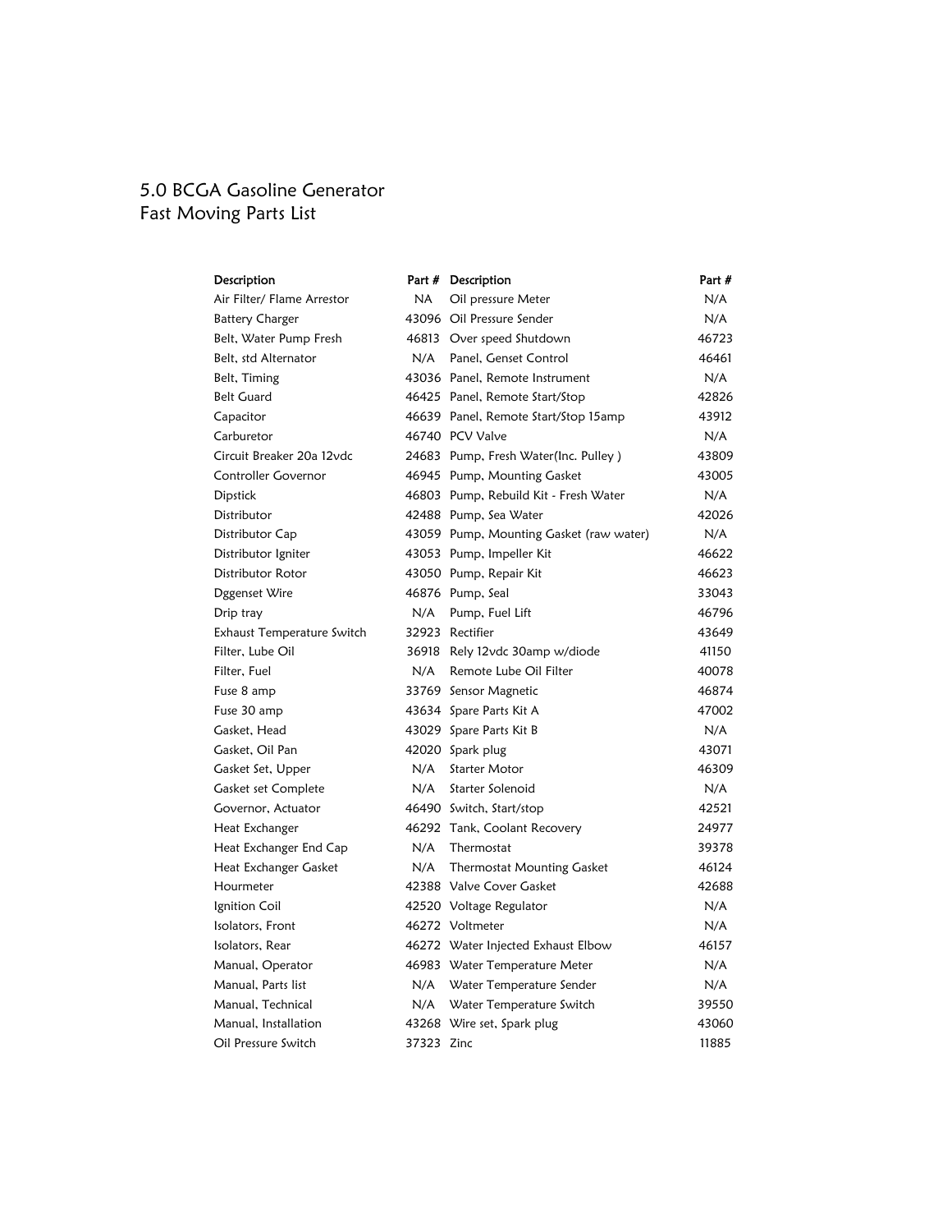# 5.0 BCGA Gasoline Generator
## Fast Moving Parts List

| Description | Part # | Description | Part # |
|---|---|---|---|
| Air Filter/ Flame Arrestor | NA | Oil pressure Meter | N/A |
| Battery Charger | 43096 | Oil Pressure Sender | N/A |
| Belt, Water Pump Fresh | 46813 | Over speed Shutdown | 46723 |
| Belt, std Alternator | N/A | Panel, Genset Control | 46461 |
| Belt, Timing | 43036 | Panel, Remote Instrument | N/A |
| Belt Guard | 46425 | Panel, Remote Start/Stop | 42826 |
| Capacitor | 46639 | Panel, Remote Start/Stop 15amp | 43912 |
| Carburetor | 46740 | PCV Valve | N/A |
| Circuit Breaker 20a 12vdc | 24683 | Pump, Fresh Water(Inc. Pulley ) | 43809 |
| Controller Governor | 46945 | Pump, Mounting Gasket | 43005 |
| Dipstick | 46803 | Pump, Rebuild Kit - Fresh Water | N/A |
| Distributor | 42488 | Pump, Sea Water | 42026 |
| Distributor Cap | 43059 | Pump, Mounting Gasket (raw water) | N/A |
| Distributor Igniter | 43053 | Pump, Impeller Kit | 46622 |
| Distributor Rotor | 43050 | Pump, Repair Kit | 46623 |
| Dggenset Wire | 46876 | Pump, Seal | 33043 |
| Drip tray | N/A | Pump, Fuel Lift | 46796 |
| Exhaust Temperature Switch | 32923 | Rectifier | 43649 |
| Filter, Lube Oil | 36918 | Rely 12vdc 30amp w/diode | 41150 |
| Filter, Fuel | N/A | Remote Lube Oil Filter | 40078 |
| Fuse 8 amp | 33769 | Sensor Magnetic | 46874 |
| Fuse 30 amp | 43634 | Spare Parts Kit A | 47002 |
| Gasket, Head | 43029 | Spare Parts Kit B | N/A |
| Gasket, Oil Pan | 42020 | Spark plug | 43071 |
| Gasket Set, Upper | N/A | Starter Motor | 46309 |
| Gasket set Complete | N/A | Starter Solenoid | N/A |
| Governor, Actuator | 46490 | Switch, Start/stop | 42521 |
| Heat Exchanger | 46292 | Tank, Coolant Recovery | 24977 |
| Heat Exchanger End Cap | N/A | Thermostat | 39378 |
| Heat Exchanger Gasket | N/A | Thermostat Mounting Gasket | 46124 |
| Hourmeter | 42388 | Valve Cover Gasket | 42688 |
| Ignition Coil | 42520 | Voltage Regulator | N/A |
| Isolators, Front | 46272 | Voltmeter | N/A |
| Isolators, Rear | 46272 | Water Injected Exhaust Elbow | 46157 |
| Manual, Operator | 46983 | Water Temperature Meter | N/A |
| Manual, Parts list | N/A | Water Temperature Sender | N/A |
| Manual, Technical | N/A | Water Temperature Switch | 39550 |
| Manual, Installation | 43268 | Wire set, Spark plug | 43060 |
| Oil Pressure Switch | 37323 | Zinc | 11885 |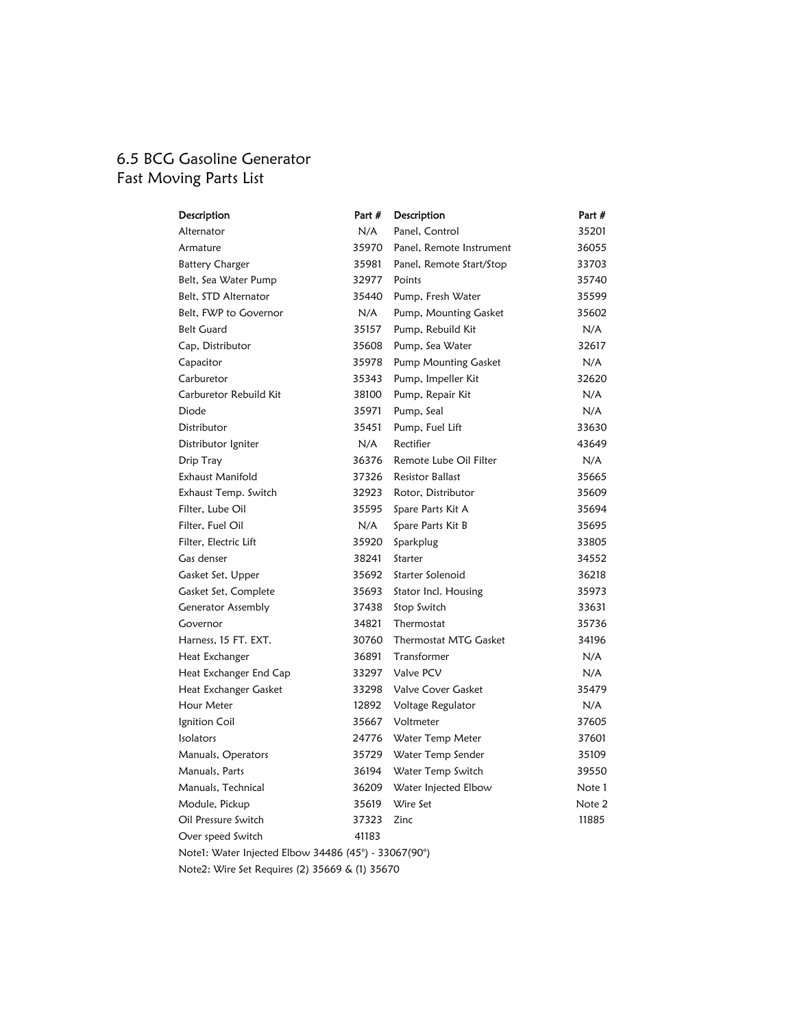# 6.5 BCG Gasoline Generator
## Fast Moving Parts List

| Description | Part # | Description | Part # |
|---|---|---|---|
| Alternator | N/A | Panel, Control | 35201 |
| Armature | 35970 | Panel, Remote Instrument | 36055 |
| Battery Charger | 35981 | Panel, Remote Start/Stop | 33703 |
| Belt, Sea Water Pump | 32977 | Points | 35740 |
| Belt, STD Alternator | 35440 | Pump, Fresh Water | 35599 |
| Belt, FWP to Governor | N/A | Pump, Mounting Gasket | 35602 |
| Belt Guard | 35157 | Pump, Rebuild Kit | N/A |
| Cap, Distributor | 35608 | Pump, Sea Water | 32617 |
| Capacitor | 35978 | Pump Mounting Gasket | N/A |
| Carburetor | 35343 | Pump, Impeller Kit | 32620 |
| Carburetor Rebuild Kit | 38100 | Pump, Repair Kit | N/A |
| Diode | 35971 | Pump, Seal | N/A |
| Distributor | 35451 | Pump, Fuel Lift | 33630 |
| Distributor Igniter | N/A | Rectifier | 43649 |
| Drip Tray | 36376 | Remote Lube Oil Filter | N/A |
| Exhaust Manifold | 37326 | Resistor Ballast | 35665 |
| Exhaust Temp. Switch | 32923 | Rotor, Distributor | 35609 |
| Filter, Lube Oil | 35595 | Spare Parts Kit A | 35694 |
| Filter, Fuel Oil | N/A | Spare Parts Kit B | 35695 |
| Filter, Electric Lift | 35920 | Sparkplug | 33805 |
| Gas denser | 38241 | Starter | 34552 |
| Gasket Set, Upper | 35692 | Starter Solenoid | 36218 |
| Gasket Set, Complete | 35693 | Stator Incl. Housing | 35973 |
| Generator Assembly | 37438 | Stop Switch | 33631 |
| Governor | 34821 | Thermostat | 35736 |
| Harness, 15 FT. EXT. | 30760 | Thermostat MTG Gasket | 34196 |
| Heat Exchanger | 36891 | Transformer | N/A |
| Heat Exchanger End Cap | 33297 | Valve PCV | N/A |
| Heat Exchanger Gasket | 33298 | Valve Cover Gasket | 35479 |
| Hour Meter | 12892 | Voltage Regulator | N/A |
| Ignition Coil | 35667 | Voltmeter | 37605 |
| Isolators | 24776 | Water Temp Meter | 37601 |
| Manuals, Operators | 35729 | Water Temp Sender | 35109 |
| Manuals, Parts | 36194 | Water Temp Switch | 39550 |
| Manuals, Technical | 36209 | Water Injected Elbow | Note 1 |
| Module, Pickup | 35619 | Wire Set | Note 2 |
| Oil Pressure Switch | 37323 | Zinc | 11885 |
| Over speed Switch | 41183 | | |

Note1: Water Injected Elbow 34486 (45°) - 33067(90°)

Note2: Wire Set Requires (2) 35669 & (1) 35670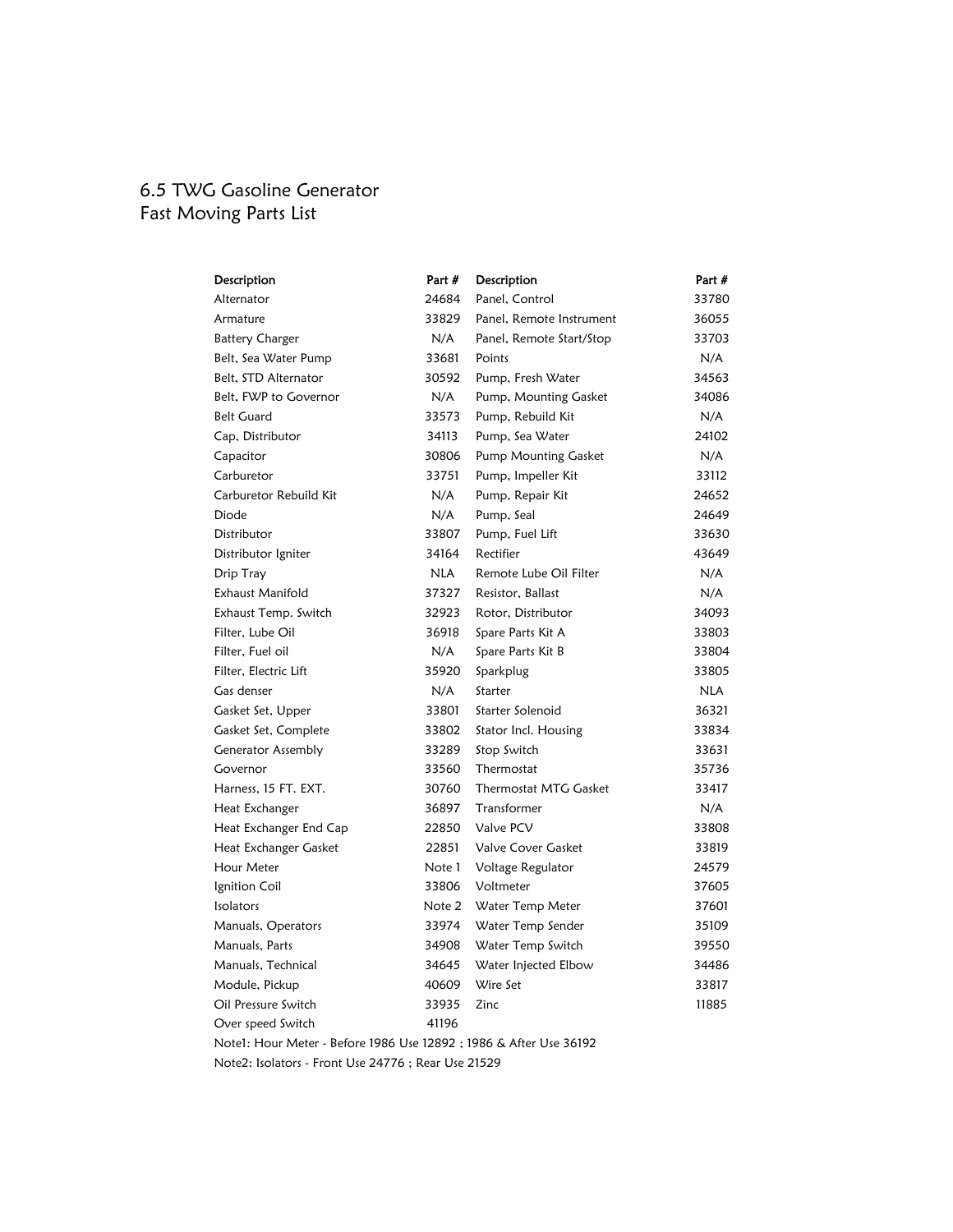# 6.5 TWG Gasoline Generator
## Fast Moving Parts List

| Description | Part # | Description | Part # |
|---|---|---|---|
| Alternator | 24684 | Panel, Control | 33780 |
| Armature | 33829 | Panel, Remote Instrument | 36055 |
| Battery Charger | N/A | Panel, Remote Start/Stop | 33703 |
| Belt, Sea Water Pump | 33681 | Points | N/A |
| Belt, STD Alternator | 30592 | Pump, Fresh Water | 34563 |
| Belt, FWP to Governor | N/A | Pump, Mounting Gasket | 34086 |
| Belt Guard | 33573 | Pump, Rebuild Kit | N/A |
| Cap, Distributor | 34113 | Pump, Sea Water | 24102 |
| Capacitor | 30806 | Pump Mounting Gasket | N/A |
| Carburetor | 33751 | Pump, Impeller Kit | 33112 |
| Carburetor Rebuild Kit | N/A | Pump, Repair Kit | 24652 |
| Diode | N/A | Pump, Seal | 24649 |
| Distributor | 33807 | Pump, Fuel Lift | 33630 |
| Distributor Igniter | 34164 | Rectifier | 43649 |
| Drip Tray | NLA | Remote Lube Oil Filter | N/A |
| Exhaust Manifold | 37327 | Resistor, Ballast | N/A |
| Exhaust Temp. Switch | 32923 | Rotor, Distributor | 34093 |
| Filter, Lube Oil | 36918 | Spare Parts Kit A | 33803 |
| Filter, Fuel oil | N/A | Spare Parts Kit B | 33804 |
| Filter, Electric Lift | 35920 | Sparkplug | 33805 |
| Gas denser | N/A | Starter | NLA |
| Gasket Set, Upper | 33801 | Starter Solenoid | 36321 |
| Gasket Set, Complete | 33802 | Stator Incl. Housing | 33834 |
| Generator Assembly | 33289 | Stop Switch | 33631 |
| Governor | 33560 | Thermostat | 35736 |
| Harness, 15 FT. EXT. | 30760 | Thermostat MTG Gasket | 33417 |
| Heat Exchanger | 36897 | Transformer | N/A |
| Heat Exchanger End Cap | 22850 | Valve PCV | 33808 |
| Heat Exchanger Gasket | 22851 | Valve Cover Gasket | 33819 |
| Hour Meter | Note 1 | Voltage Regulator | 24579 |
| Ignition Coil | 33806 | Voltmeter | 37605 |
| Isolators | Note 2 | Water Temp Meter | 37601 |
| Manuals, Operators | 33974 | Water Temp Sender | 35109 |
| Manuals, Parts | 34908 | Water Temp Switch | 39550 |
| Manuals, Technical | 34645 | Water Injected Elbow | 34486 |
| Module, Pickup | 40609 | Wire Set | 33817 |
| Oil Pressure Switch | 33935 | Zinc | 11885 |
| Over speed Switch | 41196 | | |

Note1: Hour Meter - Before 1986 Use 12892 ; 1986 & After Use 36192

Note2: Isolators - Front Use 24776 ; Rear Use 21529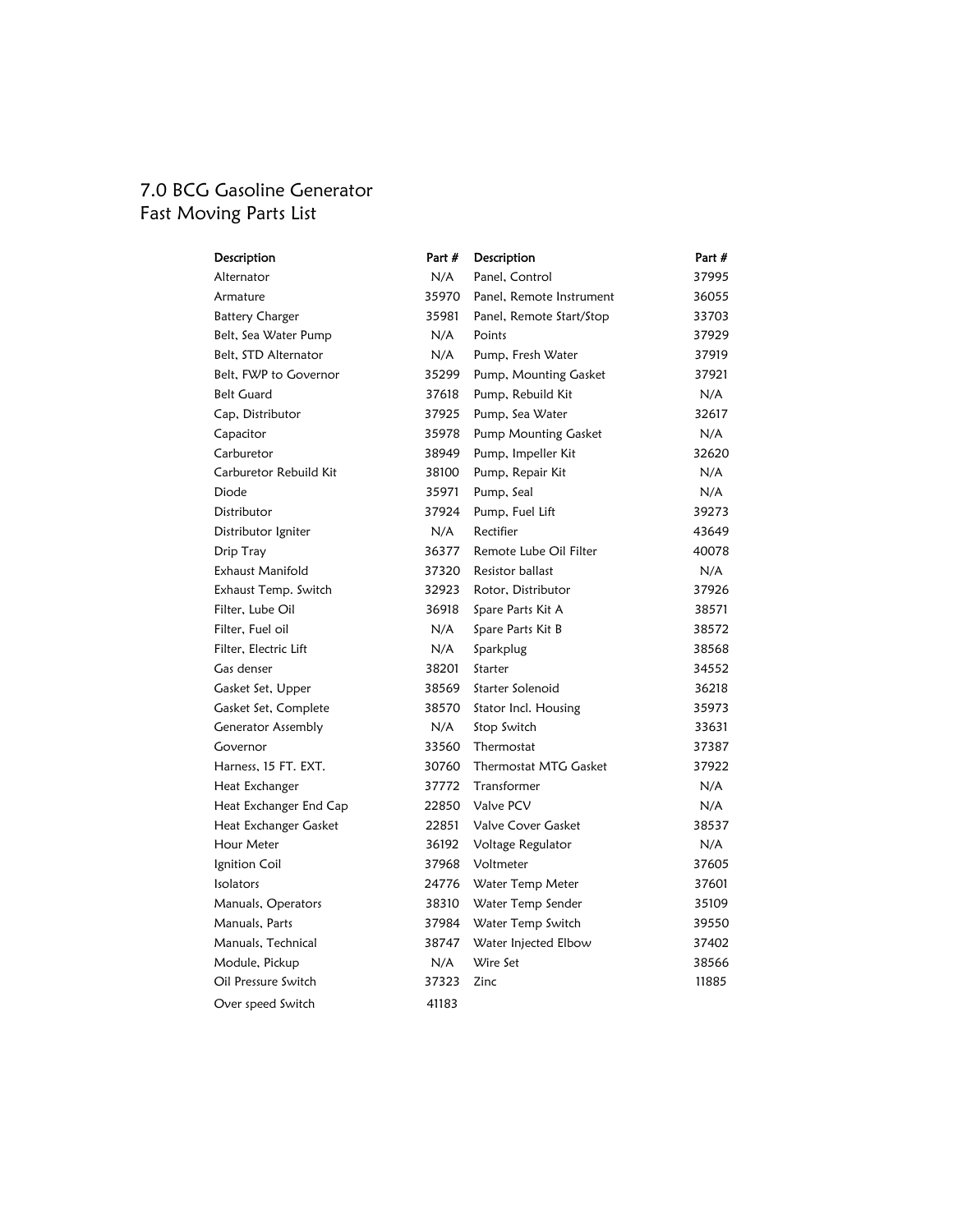# 7.0 BCG Gasoline Generator
## Fast Moving Parts List

| Description | Part # | Description | Part # |
|---|---|---|---|
| Alternator | N/A | Panel, Control | 37995 |
| Armature | 35970 | Panel, Remote Instrument | 36055 |
| Battery Charger | 35981 | Panel, Remote Start/Stop | 33703 |
| Belt, Sea Water Pump | N/A | Points | 37929 |
| Belt, STD Alternator | N/A | Pump, Fresh Water | 37919 |
| Belt, FWP to Governor | 35299 | Pump, Mounting Gasket | 37921 |
| Belt Guard | 37618 | Pump, Rebuild Kit | N/A |
| Cap, Distributor | 37925 | Pump, Sea Water | 32617 |
| Capacitor | 35978 | Pump Mounting Gasket | N/A |
| Carburetor | 38949 | Pump, Impeller Kit | 32620 |
| Carburetor Rebuild Kit | 38100 | Pump, Repair Kit | N/A |
| Diode | 35971 | Pump, Seal | N/A |
| Distributor | 37924 | Pump, Fuel Lift | 39273 |
| Distributor Igniter | N/A | Rectifier | 43649 |
| Drip Tray | 36377 | Remote Lube Oil Filter | 40078 |
| Exhaust Manifold | 37320 | Resistor ballast | N/A |
| Exhaust Temp. Switch | 32923 | Rotor, Distributor | 37926 |
| Filter, Lube Oil | 36918 | Spare Parts Kit A | 38571 |
| Filter, Fuel oil | N/A | Spare Parts Kit B | 38572 |
| Filter, Electric Lift | N/A | Sparkplug | 38568 |
| Gas denser | 38201 | Starter | 34552 |
| Gasket Set, Upper | 38569 | Starter Solenoid | 36218 |
| Gasket Set, Complete | 38570 | Stator Incl. Housing | 35973 |
| Generator Assembly | N/A | Stop Switch | 33631 |
| Governor | 33560 | Thermostat | 37387 |
| Harness, 15 FT. EXT. | 30760 | Thermostat MTG Gasket | 37922 |
| Heat Exchanger | 37772 | Transformer | N/A |
| Heat Exchanger End Cap | 22850 | Valve PCV | N/A |
| Heat Exchanger Gasket | 22851 | Valve Cover Gasket | 38537 |
| Hour Meter | 36192 | Voltage Regulator | N/A |
| Ignition Coil | 37968 | Voltmeter | 37605 |
| Isolators | 24776 | Water Temp Meter | 37601 |
| Manuals, Operators | 38310 | Water Temp Sender | 35109 |
| Manuals, Parts | 37984 | Water Temp Switch | 39550 |
| Manuals, Technical | 38747 | Water Injected Elbow | 37402 |
| Module, Pickup | N/A | Wire Set | 38566 |
| Oil Pressure Switch | 37323 | Zinc | 11885 |
| Over speed Switch | 41183 | | |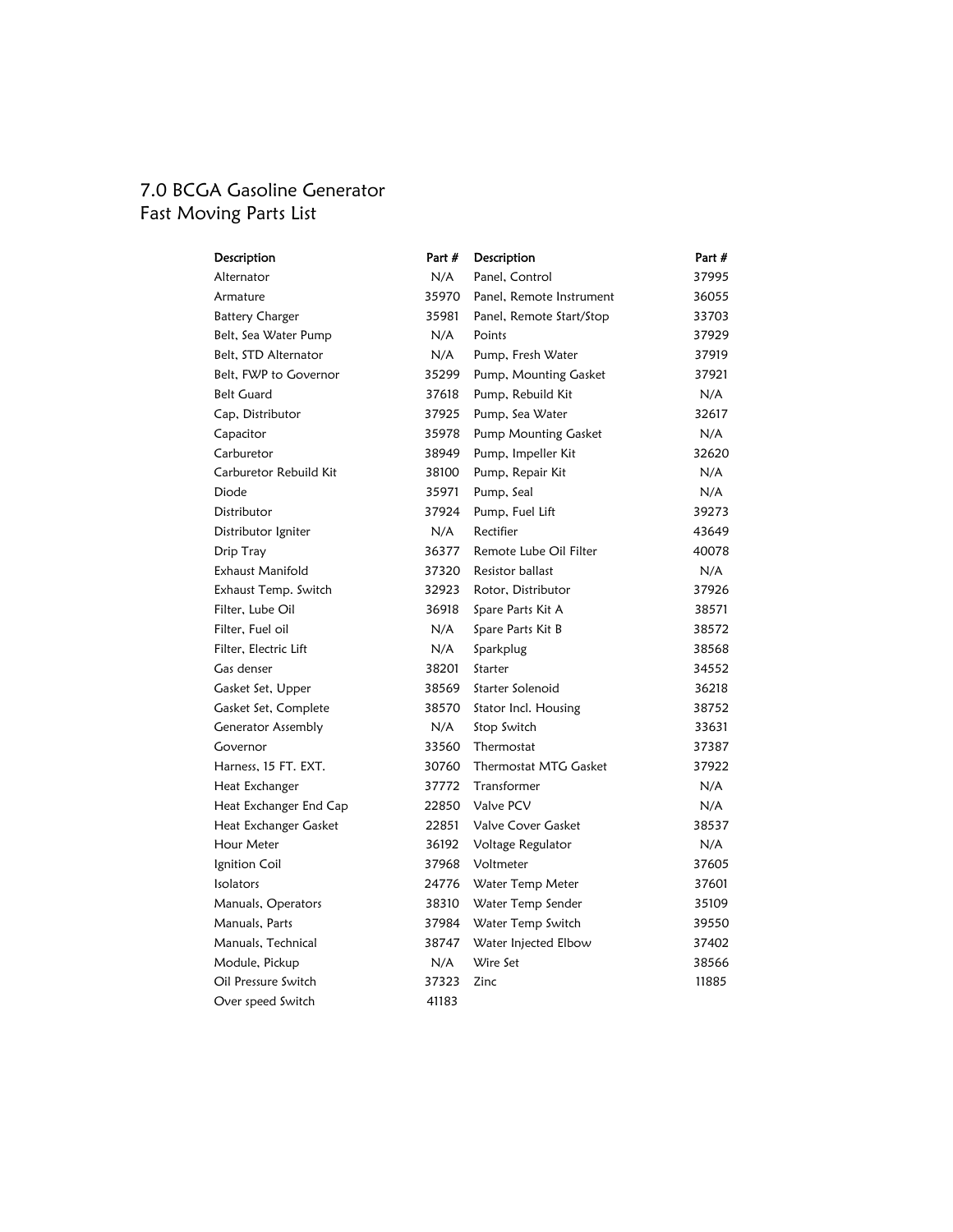# 7.0 BCGA Gasoline Generator
## Fast Moving Parts List

| Description | Part # | Description | Part # |
|---|---|---|---|
| Alternator | N/A | Panel, Control | 37995 |
| Armature | 35970 | Panel, Remote Instrument | 36055 |
| Battery Charger | 35981 | Panel, Remote Start/Stop | 33703 |
| Belt, Sea Water Pump | N/A | Points | 37929 |
| Belt, STD Alternator | N/A | Pump, Fresh Water | 37919 |
| Belt, FWP to Governor | 35299 | Pump, Mounting Gasket | 37921 |
| Belt Guard | 37618 | Pump, Rebuild Kit | N/A |
| Cap, Distributor | 37925 | Pump, Sea Water | 32617 |
| Capacitor | 35978 | Pump Mounting Gasket | N/A |
| Carburetor | 38949 | Pump, Impeller Kit | 32620 |
| Carburetor Rebuild Kit | 38100 | Pump, Repair Kit | N/A |
| Diode | 35971 | Pump, Seal | N/A |
| Distributor | 37924 | Pump, Fuel Lift | 39273 |
| Distributor Igniter | N/A | Rectifier | 43649 |
| Drip Tray | 36377 | Remote Lube Oil Filter | 40078 |
| Exhaust Manifold | 37320 | Resistor ballast | N/A |
| Exhaust Temp. Switch | 32923 | Rotor, Distributor | 37926 |
| Filter, Lube Oil | 36918 | Spare Parts Kit A | 38571 |
| Filter, Fuel oil | N/A | Spare Parts Kit B | 38572 |
| Filter, Electric Lift | N/A | Sparkplug | 38568 |
| Gas denser | 38201 | Starter | 34552 |
| Gasket Set, Upper | 38569 | Starter Solenoid | 36218 |
| Gasket Set, Complete | 38570 | Stator Incl. Housing | 38752 |
| Generator Assembly | N/A | Stop Switch | 33631 |
| Governor | 33560 | Thermostat | 37387 |
| Harness, 15 FT. EXT. | 30760 | Thermostat MTG Gasket | 37922 |
| Heat Exchanger | 37772 | Transformer | N/A |
| Heat Exchanger End Cap | 22850 | Valve PCV | N/A |
| Heat Exchanger Gasket | 22851 | Valve Cover Gasket | 38537 |
| Hour Meter | 36192 | Voltage Regulator | N/A |
| Ignition Coil | 37968 | Voltmeter | 37605 |
| Isolators | 24776 | Water Temp Meter | 37601 |
| Manuals, Operators | 38310 | Water Temp Sender | 35109 |
| Manuals, Parts | 37984 | Water Temp Switch | 39550 |
| Manuals, Technical | 38747 | Water Injected Elbow | 37402 |
| Module, Pickup | N/A | Wire Set | 38566 |
| Oil Pressure Switch | 37323 | Zinc | 11885 |
| Over speed Switch | 41183 | | |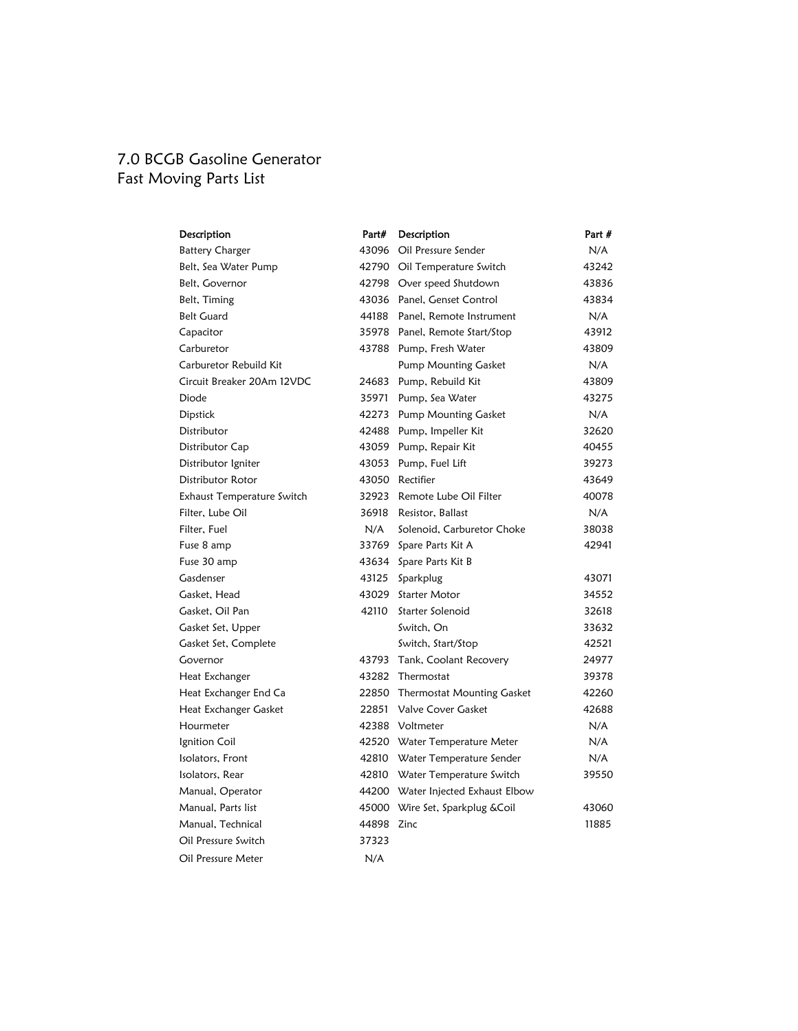# 7.0 BCGB Gasoline Generator
## Fast Moving Parts List

| Description | Part# | Description | Part # |
|---|---|---|---|
| Battery Charger | 43096 | Oil Pressure Sender | N/A |
| Belt, Sea Water Pump | 42790 | Oil Temperature Switch | 43242 |
| Belt, Governor | 42798 | Over speed Shutdown | 43836 |
| Belt, Timing | 43036 | Panel, Genset Control | 43834 |
| Belt Guard | 44188 | Panel, Remote Instrument | N/A |
| Capacitor | 35978 | Panel, Remote Start/Stop | 43912 |
| Carburetor | 43788 | Pump, Fresh Water | 43809 |
| Carburetor Rebuild Kit | | Pump Mounting Gasket | N/A |
| Circuit Breaker 20Am 12VDC | 24683 | Pump, Rebuild Kit | 43809 |
| Diode | 35971 | Pump, Sea Water | 43275 |
| Dipstick | 42273 | Pump Mounting Gasket | N/A |
| Distributor | 42488 | Pump, Impeller Kit | 32620 |
| Distributor Cap | 43059 | Pump, Repair Kit | 40455 |
| Distributor Igniter | 43053 | Pump, Fuel Lift | 39273 |
| Distributor Rotor | 43050 | Rectifier | 43649 |
| Exhaust Temperature Switch | 32923 | Remote Lube Oil Filter | 40078 |
| Filter, Lube Oil | 36918 | Resistor, Ballast | N/A |
| Filter, Fuel | N/A | Solenoid, Carburetor Choke | 38038 |
| Fuse 8 amp | 33769 | Spare Parts Kit A | 42941 |
| Fuse 30 amp | 43634 | Spare Parts Kit B | |
| Gasdenser | 43125 | Sparkplug | 43071 |
| Gasket, Head | 43029 | Starter Motor | 34552 |
| Gasket, Oil Pan | 42110 | Starter Solenoid | 32618 |
| Gasket Set, Upper | | Switch, On | 33632 |
| Gasket Set, Complete | | Switch, Start/Stop | 42521 |
| Governor | 43793 | Tank, Coolant Recovery | 24977 |
| Heat Exchanger | 43282 | Thermostat | 39378 |
| Heat Exchanger End Ca | 22850 | Thermostat Mounting Gasket | 42260 |
| Heat Exchanger Gasket | 22851 | Valve Cover Gasket | 42688 |
| Hourmeter | 42388 | Voltmeter | N/A |
| Ignition Coil | 42520 | Water Temperature Meter | N/A |
| Isolators, Front | 42810 | Water Temperature Sender | N/A |
| Isolators, Rear | 42810 | Water Temperature Switch | 39550 |
| Manual, Operator | 44200 | Water Injected Exhaust Elbow | |
| Manual, Parts list | 45000 | Wire Set, Sparkplug &Coil | 43060 |
| Manual, Technical | 44898 | Zinc | 11885 |
| Oil Pressure Switch | 37323 | | |
| Oil Pressure Meter | N/A | | |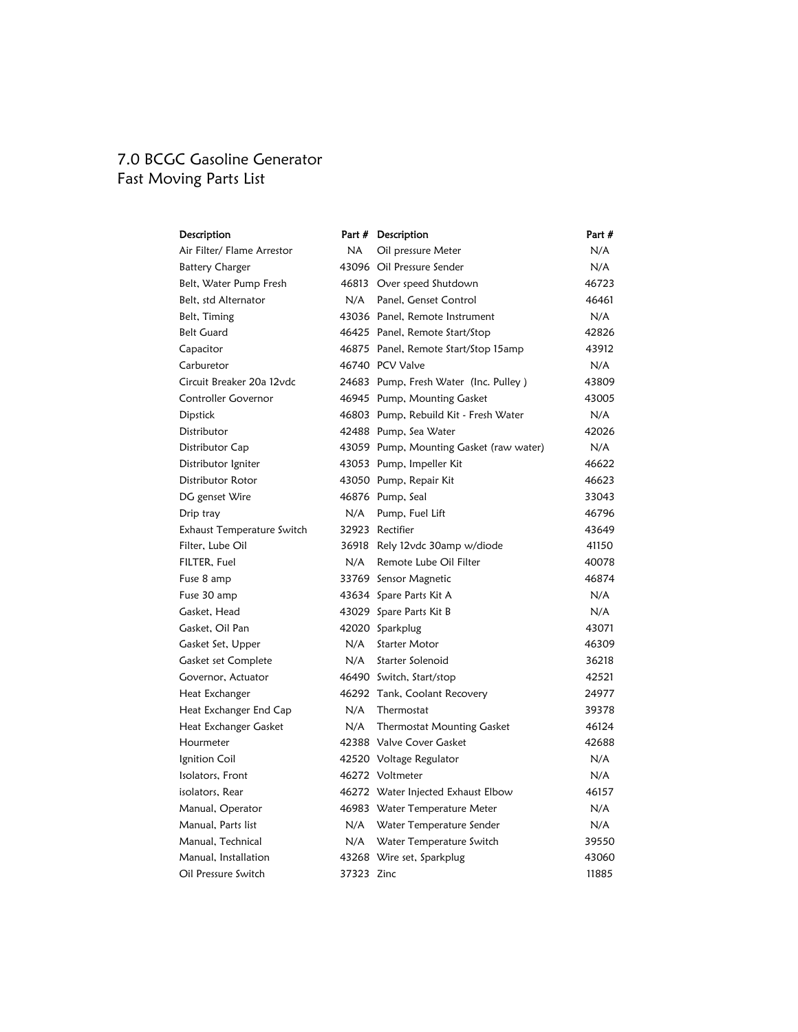# 7.0 BCGC Gasoline Generator
## Fast Moving Parts List

| Description | Part # | Description | Part # |
|---|---|---|---|
| Air Filter/ Flame Arrestor | NA | Oil pressure Meter | N/A |
| Battery Charger | 43096 | Oil Pressure Sender | N/A |
| Belt, Water Pump Fresh | 46813 | Over speed Shutdown | 46723 |
| Belt, std Alternator | N/A | Panel, Genset Control | 46461 |
| Belt, Timing | 43036 | Panel, Remote Instrument | N/A |
| Belt Guard | 46425 | Panel, Remote Start/Stop | 42826 |
| Capacitor | 46875 | Panel, Remote Start/Stop 15amp | 43912 |
| Carburetor | 46740 | PCV Valve | N/A |
| Circuit Breaker 20a 12vdc | 24683 | Pump, Fresh Water (Inc. Pulley ) | 43809 |
| Controller Governor | 46945 | Pump, Mounting Gasket | 43005 |
| Dipstick | 46803 | Pump, Rebuild Kit - Fresh Water | N/A |
| Distributor | 42488 | Pump, Sea Water | 42026 |
| Distributor Cap | 43059 | Pump, Mounting Gasket (raw water) | N/A |
| Distributor Igniter | 43053 | Pump, Impeller Kit | 46622 |
| Distributor Rotor | 43050 | Pump, Repair Kit | 46623 |
| DG genset Wire | 46876 | Pump, Seal | 33043 |
| Drip tray | N/A | Pump, Fuel Lift | 46796 |
| Exhaust Temperature Switch | 32923 | Rectifier | 43649 |
| Filter, Lube Oil | 36918 | Rely 12vdc 30amp w/diode | 41150 |
| FILTER, Fuel | N/A | Remote Lube Oil Filter | 40078 |
| Fuse 8 amp | 33769 | Sensor Magnetic | 46874 |
| Fuse 30 amp | 43634 | Spare Parts Kit A | N/A |
| Gasket, Head | 43029 | Spare Parts Kit B | N/A |
| Gasket, Oil Pan | 42020 | Sparkplug | 43071 |
| Gasket Set, Upper | N/A | Starter Motor | 46309 |
| Gasket set Complete | N/A | Starter Solenoid | 36218 |
| Governor, Actuator | 46490 | Switch, Start/stop | 42521 |
| Heat Exchanger | 46292 | Tank, Coolant Recovery | 24977 |
| Heat Exchanger End Cap | N/A | Thermostat | 39378 |
| Heat Exchanger Gasket | N/A | Thermostat Mounting Gasket | 46124 |
| Hourmeter | 42388 | Valve Cover Gasket | 42688 |
| Ignition Coil | 42520 | Voltage Regulator | N/A |
| Isolators, Front | 46272 | Voltmeter | N/A |
| isolators, Rear | 46272 | Water Injected Exhaust Elbow | 46157 |
| Manual, Operator | 46983 | Water Temperature Meter | N/A |
| Manual, Parts list | N/A | Water Temperature Sender | N/A |
| Manual, Technical | N/A | Water Temperature Switch | 39550 |
| Manual, Installation | 43268 | Wire set, Sparkplug | 43060 |
| Oil Pressure Switch | 37323 | Zinc | 11885 |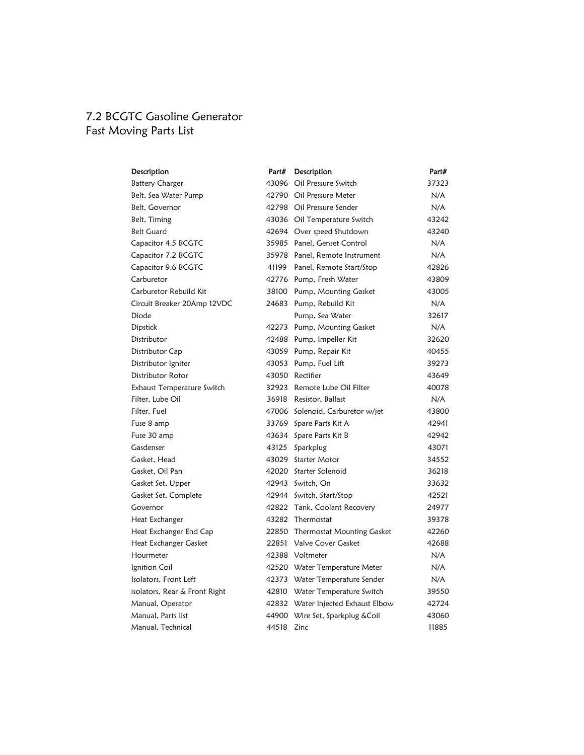## 7.2 BCGTC Gasoline Generator
## Fast Moving Parts List

| Description | Part# | Description | Part# |
|---|---|---|---|
| Battery Charger | 43096 | Oil Pressure Switch | 37323 |
| Belt, Sea Water Pump | 42790 | Oil Pressure Meter | N/A |
| Belt, Governor | 42798 | Oil Pressure Sender | N/A |
| Belt, Timing | 43036 | Oil Temperature Switch | 43242 |
| Belt Guard | 42694 | Over speed Shutdown | 43240 |
| Capacitor 4.5 BCGTC | 35985 | Panel, Genset Control | N/A |
| Capacitor 7.2 BCGTC | 35978 | Panel, Remote Instrument | N/A |
| Capacitor 9.6 BCGTC | 41199 | Panel, Remote Start/Stop | 42826 |
| Carburetor | 42776 | Pump, Fresh Water | 43809 |
| Carburetor Rebuild Kit | 38100 | Pump, Mounting Gasket | 43005 |
| Circuit Breaker 20Amp 12VDC | 24683 | Pump, Rebuild Kit | N/A |
| Diode | | Pump, Sea Water | 32617 |
| Dipstick | 42273 | Pump, Mounting Gasket | N/A |
| Distributor | 42488 | Pump, Impeller Kit | 32620 |
| Distributor Cap | 43059 | Pump, Repair Kit | 40455 |
| Distributor Igniter | 43053 | Pump, Fuel Lift | 39273 |
| Distributor Rotor | 43050 | Rectifier | 43649 |
| Exhaust Temperature Switch | 32923 | Remote Lube Oil Filter | 40078 |
| Filter, Lube Oil | 36918 | Resistor, Ballast | N/A |
| Filter, Fuel | 47006 | Solenoid, Carburetor w/jet | 43800 |
| Fuse 8 amp | 33769 | Spare Parts Kit A | 42941 |
| Fuse 30 amp | 43634 | Spare Parts Kit B | 42942 |
| Gasdenser | 43125 | Sparkplug | 43071 |
| Gasket, Head | 43029 | Starter Motor | 34552 |
| Gasket, Oil Pan | 42020 | Starter Solenoid | 36218 |
| Gasket Set, Upper | 42943 | Switch, On | 33632 |
| Gasket Set, Complete | 42944 | Switch, Start/Stop | 42521 |
| Governor | 42822 | Tank, Coolant Recovery | 24977 |
| Heat Exchanger | 43282 | Thermostat | 39378 |
| Heat Exchanger End Cap | 22850 | Thermostat Mounting Gasket | 42260 |
| Heat Exchanger Gasket | 22851 | Valve Cover Gasket | 42688 |
| Hourmeter | 42388 | Voltmeter | N/A |
| Ignition Coil | 42520 | Water Temperature Meter | N/A |
| Isolators, Front Left | 42373 | Water Temperature Sender | N/A |
| isolators, Rear & Front Right | 42810 | Water Temperature Switch | 39550 |
| Manual, Operator | 42832 | Water Injected Exhaust Elbow | 42724 |
| Manual, Parts list | 44900 | Wire Set, Sparkplug &Coil | 43060 |
| Manual, Technical | 44518 | Zinc | 11885 |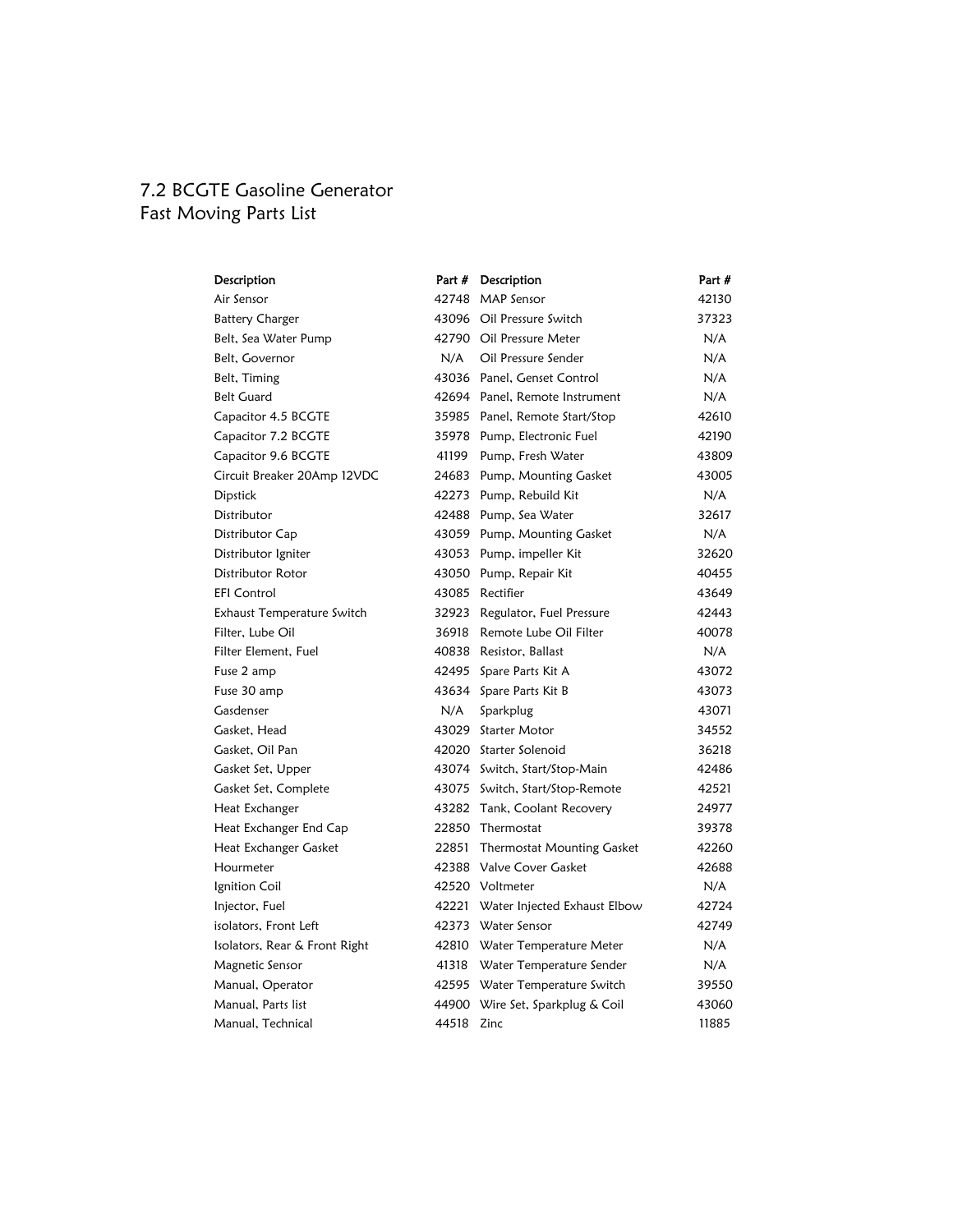# 7.2 BCGTE Gasoline Generator
## Fast Moving Parts List

| Description | Part # | Description | Part # |
|---|---|---|---|
| Air Sensor | 42748 | MAP Sensor | 42130 |
| Battery Charger | 43096 | Oil Pressure Switch | 37323 |
| Belt, Sea Water Pump | 42790 | Oil Pressure Meter | N/A |
| Belt, Governor | N/A | Oil Pressure Sender | N/A |
| Belt, Timing | 43036 | Panel, Genset Control | N/A |
| Belt Guard | 42694 | Panel, Remote Instrument | N/A |
| Capacitor 4.5 BCGTE | 35985 | Panel, Remote Start/Stop | 42610 |
| Capacitor 7.2 BCGTE | 35978 | Pump, Electronic Fuel | 42190 |
| Capacitor 9.6 BCGTE | 41199 | Pump, Fresh Water | 43809 |
| Circuit Breaker 20Amp 12VDC | 24683 | Pump, Mounting Gasket | 43005 |
| Dipstick | 42273 | Pump, Rebuild Kit | N/A |
| Distributor | 42488 | Pump, Sea Water | 32617 |
| Distributor Cap | 43059 | Pump, Mounting Gasket | N/A |
| Distributor Igniter | 43053 | Pump, impeller Kit | 32620 |
| Distributor Rotor | 43050 | Pump, Repair Kit | 40455 |
| EFI Control | 43085 | Rectifier | 43649 |
| Exhaust Temperature Switch | 32923 | Regulator, Fuel Pressure | 42443 |
| Filter, Lube Oil | 36918 | Remote Lube Oil Filter | 40078 |
| Filter Element, Fuel | 40838 | Resistor, Ballast | N/A |
| Fuse 2 amp | 42495 | Spare Parts Kit A | 43072 |
| Fuse 30 amp | 43634 | Spare Parts Kit B | 43073 |
| Gasdenser | N/A | Sparkplug | 43071 |
| Gasket, Head | 43029 | Starter Motor | 34552 |
| Gasket, Oil Pan | 42020 | Starter Solenoid | 36218 |
| Gasket Set, Upper | 43074 | Switch, Start/Stop-Main | 42486 |
| Gasket Set, Complete | 43075 | Switch, Start/Stop-Remote | 42521 |
| Heat Exchanger | 43282 | Tank, Coolant Recovery | 24977 |
| Heat Exchanger End Cap | 22850 | Thermostat | 39378 |
| Heat Exchanger Gasket | 22851 | Thermostat Mounting Gasket | 42260 |
| Hourmeter | 42388 | Valve Cover Gasket | 42688 |
| Ignition Coil | 42520 | Voltmeter | N/A |
| Injector, Fuel | 42221 | Water Injected Exhaust Elbow | 42724 |
| isolators, Front Left | 42373 | Water Sensor | 42749 |
| Isolators, Rear & Front Right | 42810 | Water Temperature Meter | N/A |
| Magnetic Sensor | 41318 | Water Temperature Sender | N/A |
| Manual, Operator | 42595 | Water Temperature Switch | 39550 |
| Manual, Parts list | 44900 | Wire Set, Sparkplug & Coil | 43060 |
| Manual, Technical | 44518 | Zinc | 11885 |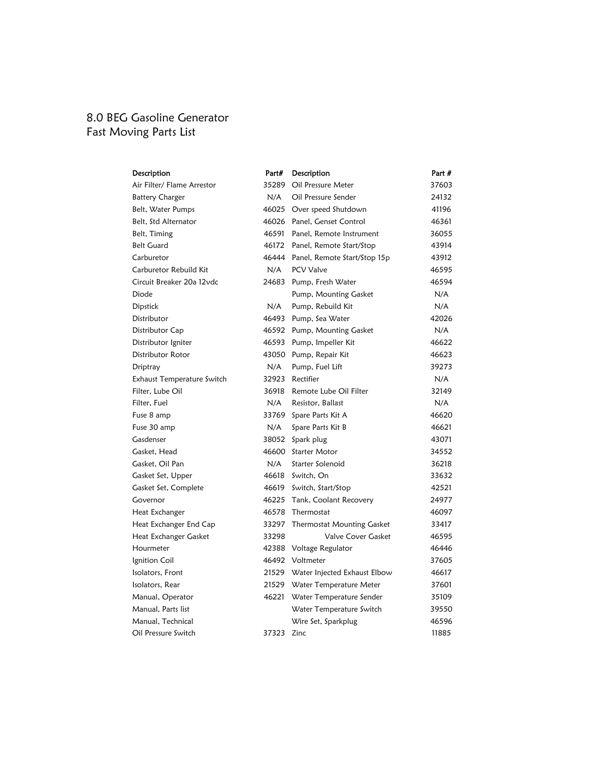# 8.0 BEG Gasoline Generator
## Fast Moving Parts List

| Description | Part# | Description | Part # |
|---|---|---|---|
| Air Filter/ Flame Arrestor | 35289 | Oil Pressure Meter | 37603 |
| Battery Charger | N/A | Oil Pressure Sender | 24132 |
| Belt, Water Pumps | 46025 | Over speed Shutdown | 41196 |
| Belt, Std Alternator | 46026 | Panel, Genset Control | 46361 |
| Belt, Timing | 46591 | Panel, Remote Instrument | 36055 |
| Belt Guard | 46172 | Panel, Remote Start/Stop | 43914 |
| Carburetor | 46444 | Panel, Remote Start/Stop 15p | 43912 |
| Carburetor Rebuild Kit | N/A | PCV Valve | 46595 |
| Circuit Breaker 20a 12vdc | 24683 | Pump, Fresh Water | 46594 |
| Diode | | Pump, Mounting Gasket | N/A |
| Dipstick | N/A | Pump, Rebuild Kit | N/A |
| Distributor | 46493 | Pump, Sea Water | 42026 |
| Distributor Cap | 46592 | Pump, Mounting Gasket | N/A |
| Distributor Igniter | 46593 | Pump, Impeller Kit | 46622 |
| Distributor Rotor | 43050 | Pump, Repair Kit | 46623 |
| Driptray | N/A | Pump, Fuel Lift | 39273 |
| Exhaust Temperature Switch | 32923 | Rectifier | N/A |
| Filter, Lube Oil | 36918 | Remote Lube Oil Filter | 32149 |
| Filter, Fuel | N/A | Resistor, Ballast | N/A |
| Fuse 8 amp | 33769 | Spare Parts Kit A | 46620 |
| Fuse 30 amp | N/A | Spare Parts Kit B | 46621 |
| Gasdenser | 38052 | Spark plug | 43071 |
| Gasket, Head | 46600 | Starter Motor | 34552 |
| Gasket, Oil Pan | N/A | Starter Solenoid | 36218 |
| Gasket Set, Upper | 46618 | Switch, On | 33632 |
| Gasket Set, Complete | 46619 | Switch, Start/Stop | 42521 |
| Governor | 46225 | Tank, Coolant Recovery | 24977 |
| Heat Exchanger | 46578 | Thermostat | 46097 |
| Heat Exchanger End Cap | 33297 | Thermostat Mounting Gasket | 33417 |
| Heat Exchanger Gasket | 33298 | Valve Cover Gasket | 46595 |
| Hourmeter | 42388 | Voltage Regulator | 46446 |
| Ignition Coil | 46492 | Voltmeter | 37605 |
| Isolators, Front | 21529 | Water Injected Exhaust Elbow | 46617 |
| Isolators, Rear | 21529 | Water Temperature Meter | 37601 |
| Manual, Operator | 46221 | Water Temperature Sender | 35109 |
| Manual, Parts list | | Water Temperature Switch | 39550 |
| Manual, Technical | | Wire Set, Sparkplug | 46596 |
| Oil Pressure Switch | 37323 | Zinc | 11885 |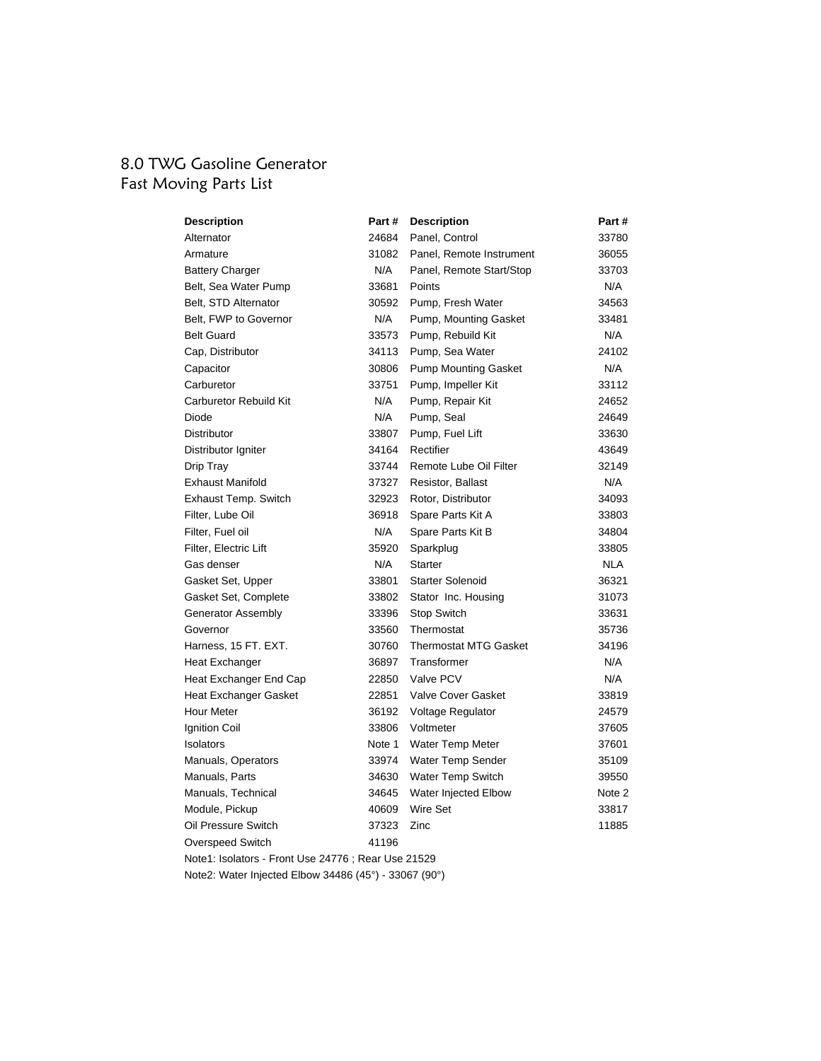# 8.0 TWG Gasoline Generator
## Fast Moving Parts List

| Description | Part # | Description | Part # |
|---|---|---|---|
| Alternator | 24684 | Panel, Control | 33780 |
| Armature | 31082 | Panel, Remote Instrument | 36055 |
| Battery Charger | N/A | Panel, Remote Start/Stop | 33703 |
| Belt, Sea Water Pump | 33681 | Points | N/A |
| Belt, STD Alternator | 30592 | Pump, Fresh Water | 34563 |
| Belt, FWP to Governor | N/A | Pump, Mounting Gasket | 33481 |
| Belt Guard | 33573 | Pump, Rebuild Kit | N/A |
| Cap, Distributor | 34113 | Pump, Sea Water | 24102 |
| Capacitor | 30806 | Pump Mounting Gasket | N/A |
| Carburetor | 33751 | Pump, Impeller Kit | 33112 |
| Carburetor Rebuild Kit | N/A | Pump, Repair Kit | 24652 |
| Diode | N/A | Pump, Seal | 24649 |
| Distributor | 33807 | Pump, Fuel Lift | 33630 |
| Distributor Igniter | 34164 | Rectifier | 43649 |
| Drip Tray | 33744 | Remote Lube Oil Filter | 32149 |
| Exhaust Manifold | 37327 | Resistor, Ballast | N/A |
| Exhaust Temp. Switch | 32923 | Rotor, Distributor | 34093 |
| Filter, Lube Oil | 36918 | Spare Parts Kit A | 33803 |
| Filter, Fuel oil | N/A | Spare Parts Kit B | 34804 |
| Filter, Electric Lift | 35920 | Sparkplug | 33805 |
| Gas denser | N/A | Starter | NLA |
| Gasket Set, Upper | 33801 | Starter Solenoid | 36321 |
| Gasket Set, Complete | 33802 | Stator Inc. Housing | 31073 |
| Generator Assembly | 33396 | Stop Switch | 33631 |
| Governor | 33560 | Thermostat | 35736 |
| Harness, 15 FT. EXT. | 30760 | Thermostat MTG Gasket | 34196 |
| Heat Exchanger | 36897 | Transformer | N/A |
| Heat Exchanger End Cap | 22850 | Valve PCV | N/A |
| Heat Exchanger Gasket | 22851 | Valve Cover Gasket | 33819 |
| Hour Meter | 36192 | Voltage Regulator | 24579 |
| Ignition Coil | 33806 | Voltmeter | 37605 |
| Isolators | Note 1 | Water Temp Meter | 37601 |
| Manuals, Operators | 33974 | Water Temp Sender | 35109 |
| Manuals, Parts | 34630 | Water Temp Switch | 39550 |
| Manuals, Technical | 34645 | Water Injected Elbow | Note 2 |
| Module, Pickup | 40609 | Wire Set | 33817 |
| Oil Pressure Switch | 37323 | Zinc | 11885 |
| Overspeed Switch | 41196 | | |

Note1: Isolators - Front Use 24776 ; Rear Use 21529

Note2: Water Injected Elbow 34486 (45°) - 33067 (90°)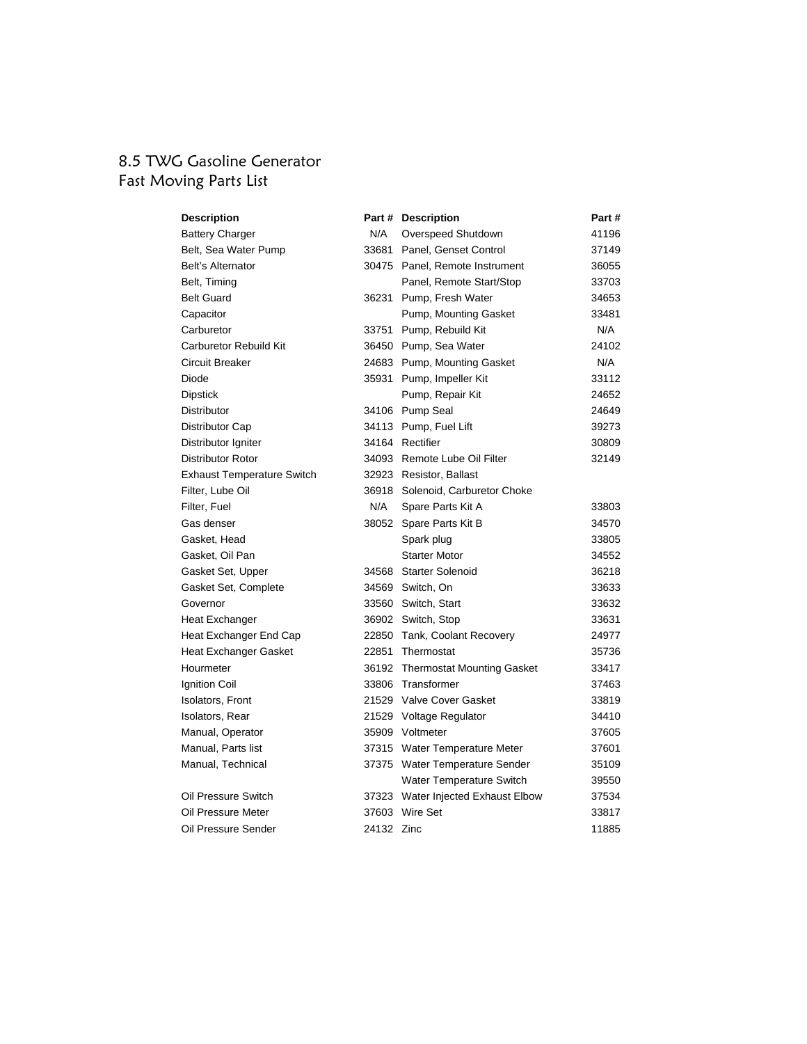# 8.5 TWG Gasoline Generator
## Fast Moving Parts List

| Description | Part # | Description | Part # |
|---|---|---|---|
| Battery Charger | N/A | Overspeed Shutdown | 41196 |
| Belt, Sea Water Pump | 33681 | Panel, Genset Control | 37149 |
| Belt's Alternator | 30475 | Panel, Remote Instrument | 36055 |
| Belt, Timing | | Panel, Remote Start/Stop | 33703 |
| Belt Guard | 36231 | Pump, Fresh Water | 34653 |
| Capacitor | | Pump, Mounting Gasket | 33481 |
| Carburetor | 33751 | Pump, Rebuild Kit | N/A |
| Carburetor Rebuild Kit | 36450 | Pump, Sea Water | 24102 |
| Circuit Breaker | 24683 | Pump, Mounting Gasket | N/A |
| Diode | 35931 | Pump, Impeller Kit | 33112 |
| Dipstick | | Pump, Repair Kit | 24652 |
| Distributor | 34106 | Pump Seal | 24649 |
| Distributor Cap | 34113 | Pump, Fuel Lift | 39273 |
| Distributor Igniter | 34164 | Rectifier | 30809 |
| Distributor Rotor | 34093 | Remote Lube Oil Filter | 32149 |
| Exhaust Temperature Switch | 32923 | Resistor, Ballast | |
| Filter, Lube Oil | 36918 | Solenoid, Carburetor Choke | |
| Filter, Fuel | N/A | Spare Parts Kit A | 33803 |
| Gas denser | 38052 | Spare Parts Kit B | 34570 |
| Gasket, Head | | Spark plug | 33805 |
| Gasket, Oil Pan | | Starter Motor | 34552 |
| Gasket Set, Upper | 34568 | Starter Solenoid | 36218 |
| Gasket Set, Complete | 34569 | Switch, On | 33633 |
| Governor | 33560 | Switch, Start | 33632 |
| Heat Exchanger | 36902 | Switch, Stop | 33631 |
| Heat Exchanger End Cap | 22850 | Tank, Coolant Recovery | 24977 |
| Heat Exchanger Gasket | 22851 | Thermostat | 35736 |
| Hourmeter | 36192 | Thermostat Mounting Gasket | 33417 |
| Ignition Coil | 33806 | Transformer | 37463 |
| Isolators, Front | 21529 | Valve Cover Gasket | 33819 |
| Isolators, Rear | 21529 | Voltage Regulator | 34410 |
| Manual, Operator | 35909 | Voltmeter | 37605 |
| Manual, Parts list | 37315 | Water Temperature Meter | 37601 |
| Manual, Technical | 37375 | Water Temperature Sender | 35109 |
| | | Water Temperature Switch | 39550 |
| Oil Pressure Switch | 37323 | Water Injected Exhaust Elbow | 37534 |
| Oil Pressure Meter | 37603 | Wire Set | 33817 |
| Oil Pressure Sender | 24132 | Zinc | 11885 |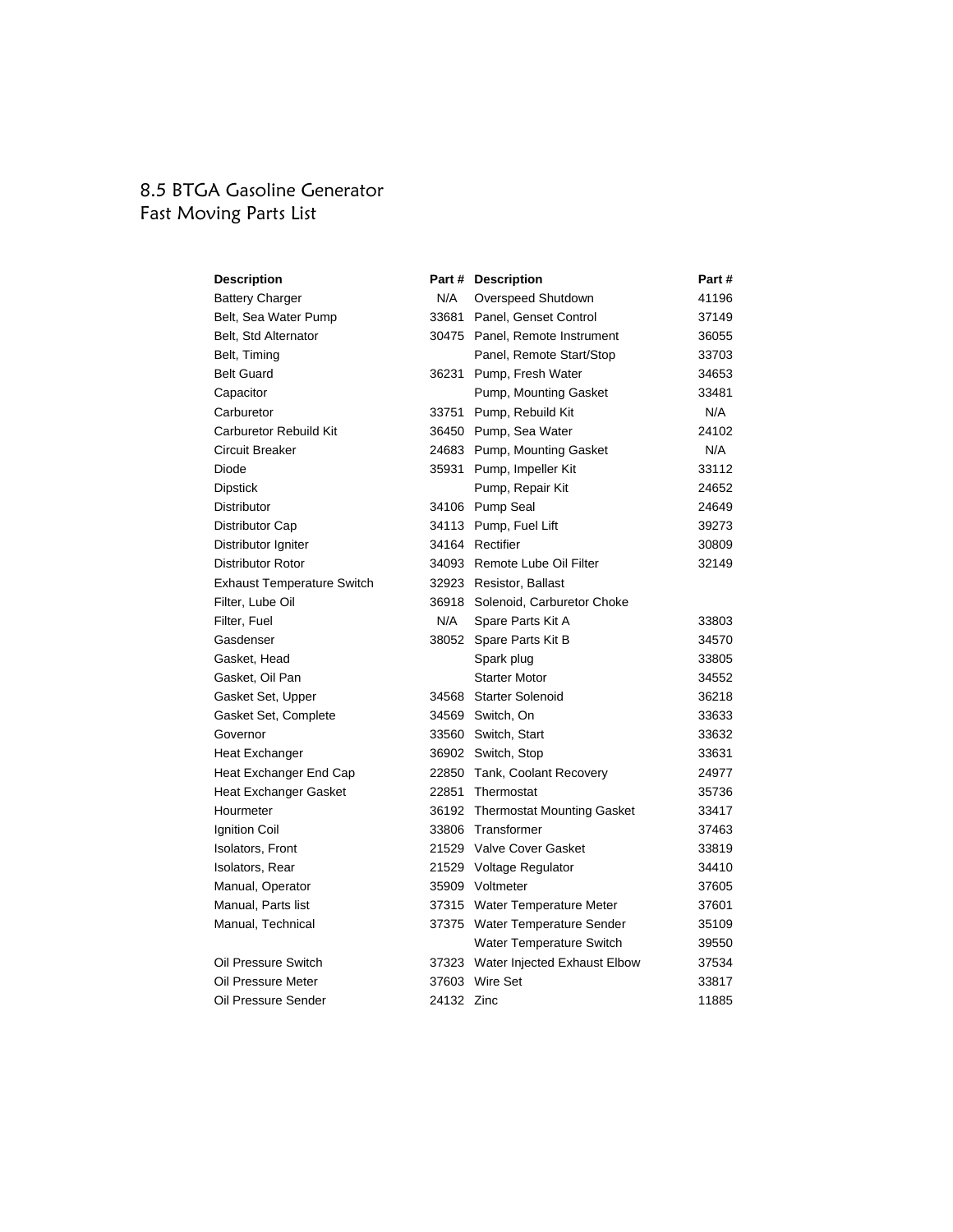# 8.5 BTGA Gasoline Generator
## Fast Moving Parts List

| Description | Part # | Description | Part # |
|---|---|---|---|
| Battery Charger | N/A | Overspeed Shutdown | 41196 |
| Belt, Sea Water Pump | 33681 | Panel, Genset Control | 37149 |
| Belt, Std Alternator | 30475 | Panel, Remote Instrument | 36055 |
| Belt, Timing | | Panel, Remote Start/Stop | 33703 |
| Belt Guard | 36231 | Pump, Fresh Water | 34653 |
| Capacitor | | Pump, Mounting Gasket | 33481 |
| Carburetor | 33751 | Pump, Rebuild Kit | N/A |
| Carburetor Rebuild Kit | 36450 | Pump, Sea Water | 24102 |
| Circuit Breaker | 24683 | Pump, Mounting Gasket | N/A |
| Diode | 35931 | Pump, Impeller Kit | 33112 |
| Dipstick | | Pump, Repair Kit | 24652 |
| Distributor | 34106 | Pump Seal | 24649 |
| Distributor Cap | 34113 | Pump, Fuel Lift | 39273 |
| Distributor Igniter | 34164 | Rectifier | 30809 |
| Distributor Rotor | 34093 | Remote Lube Oil Filter | 32149 |
| Exhaust Temperature Switch | 32923 | Resistor, Ballast | |
| Filter, Lube Oil | 36918 | Solenoid, Carburetor Choke | |
| Filter, Fuel | N/A | Spare Parts Kit A | 33803 |
| Gasdenser | 38052 | Spare Parts Kit B | 34570 |
| Gasket, Head | | Spark plug | 33805 |
| Gasket, Oil Pan | | Starter Motor | 34552 |
| Gasket Set, Upper | 34568 | Starter Solenoid | 36218 |
| Gasket Set, Complete | 34569 | Switch, On | 33633 |
| Governor | 33560 | Switch, Start | 33632 |
| Heat Exchanger | 36902 | Switch, Stop | 33631 |
| Heat Exchanger End Cap | 22850 | Tank, Coolant Recovery | 24977 |
| Heat Exchanger Gasket | 22851 | Thermostat | 35736 |
| Hourmeter | 36192 | Thermostat Mounting Gasket | 33417 |
| Ignition Coil | 33806 | Transformer | 37463 |
| Isolators, Front | 21529 | Valve Cover Gasket | 33819 |
| Isolators, Rear | 21529 | Voltage Regulator | 34410 |
| Manual, Operator | 35909 | Voltmeter | 37605 |
| Manual, Parts list | 37315 | Water Temperature Meter | 37601 |
| Manual, Technical | 37375 | Water Temperature Sender | 35109 |
| | | Water Temperature Switch | 39550 |
| Oil Pressure Switch | 37323 | Water Injected Exhaust Elbow | 37534 |
| Oil Pressure Meter | 37603 | Wire Set | 33817 |
| Oil Pressure Sender | 24132 | Zinc | 11885 |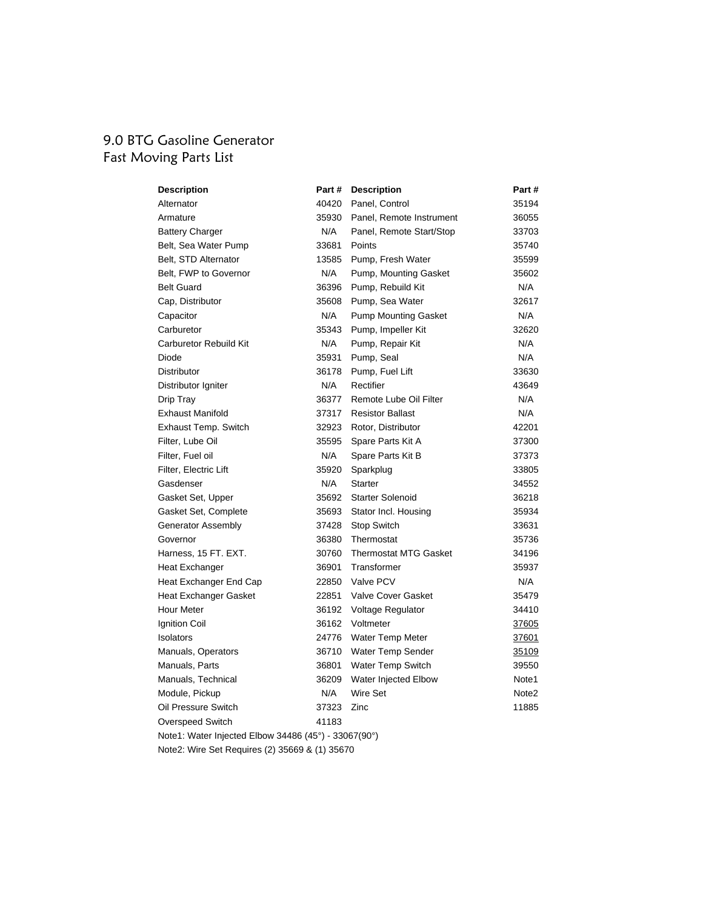# 9.0 BTG Gasoline Generator
## Fast Moving Parts List

| Description | Part # | Description | Part # |
|---|---|---|---|
| Alternator | 40420 | Panel, Control | 35194 |
| Armature | 35930 | Panel, Remote Instrument | 36055 |
| Battery Charger | N/A | Panel, Remote Start/Stop | 33703 |
| Belt, Sea Water Pump | 33681 | Points | 35740 |
| Belt, STD Alternator | 13585 | Pump, Fresh Water | 35599 |
| Belt, FWP to Governor | N/A | Pump, Mounting Gasket | 35602 |
| Belt Guard | 36396 | Pump, Rebuild Kit | N/A |
| Cap, Distributor | 35608 | Pump, Sea Water | 32617 |
| Capacitor | N/A | Pump Mounting Gasket | N/A |
| Carburetor | 35343 | Pump, Impeller Kit | 32620 |
| Carburetor Rebuild Kit | N/A | Pump, Repair Kit | N/A |
| Diode | 35931 | Pump, Seal | N/A |
| Distributor | 36178 | Pump, Fuel Lift | 33630 |
| Distributor Igniter | N/A | Rectifier | 43649 |
| Drip Tray | 36377 | Remote Lube Oil Filter | N/A |
| Exhaust Manifold | 37317 | Resistor Ballast | N/A |
| Exhaust Temp. Switch | 32923 | Rotor, Distributor | 42201 |
| Filter, Lube Oil | 35595 | Spare Parts Kit A | 37300 |
| Filter, Fuel oil | N/A | Spare Parts Kit B | 37373 |
| Filter, Electric Lift | 35920 | Sparkplug | 33805 |
| Gasdenser | N/A | Starter | 34552 |
| Gasket Set, Upper | 35692 | Starter Solenoid | 36218 |
| Gasket Set, Complete | 35693 | Stator Incl. Housing | 35934 |
| Generator Assembly | 37428 | Stop Switch | 33631 |
| Governor | 36380 | Thermostat | 35736 |
| Harness, 15 FT. EXT. | 30760 | Thermostat MTG Gasket | 34196 |
| Heat Exchanger | 36901 | Transformer | 35937 |
| Heat Exchanger End Cap | 22850 | Valve PCV | N/A |
| Heat Exchanger Gasket | 22851 | Valve Cover Gasket | 35479 |
| Hour Meter | 36192 | Voltage Regulator | 34410 |
| Ignition Coil | 36162 | Voltmeter | 37605 |
| Isolators | 24776 | Water Temp Meter | 37601 |
| Manuals, Operators | 36710 | Water Temp Sender | 35109 |
| Manuals, Parts | 36801 | Water Temp Switch | 39550 |
| Manuals, Technical | 36209 | Water Injected Elbow | Note1 |
| Module, Pickup | N/A | Wire Set | Note2 |
| Oil Pressure Switch | 37323 | Zinc | 11885 |
| Overspeed Switch | 41183 | | |

Note1: Water Injected Elbow 34486 (45°) - 33067(90°)

Note2: Wire Set Requires (2) 35669 & (1) 35670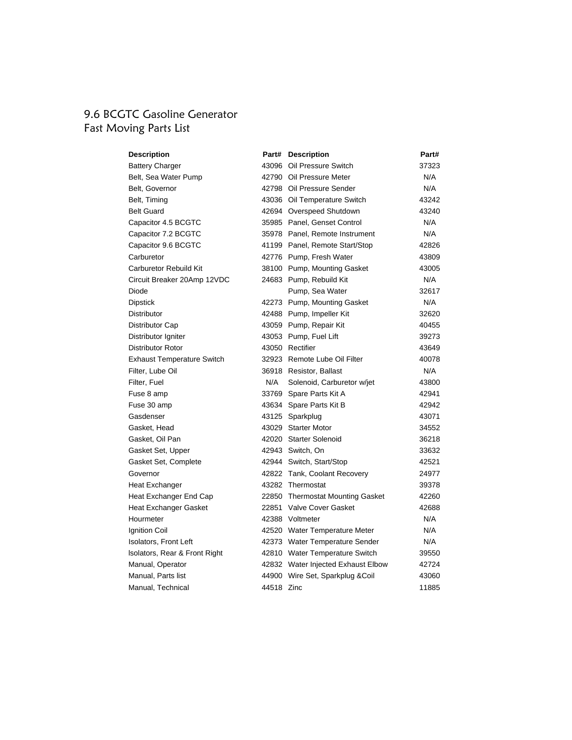# 9.6 BCGTC Gasoline Generator
## Fast Moving Parts List

| Description | Part# | Description | Part# |
|---|---|---|---|
| Battery Charger | 43096 | Oil Pressure Switch | 37323 |
| Belt, Sea Water Pump | 42790 | Oil Pressure Meter | N/A |
| Belt, Governor | 42798 | Oil Pressure Sender | N/A |
| Belt, Timing | 43036 | Oil Temperature Switch | 43242 |
| Belt Guard | 42694 | Overspeed Shutdown | 43240 |
| Capacitor 4.5 BCGTC | 35985 | Panel, Genset Control | N/A |
| Capacitor 7.2 BCGTC | 35978 | Panel, Remote Instrument | N/A |
| Capacitor 9.6 BCGTC | 41199 | Panel, Remote Start/Stop | 42826 |
| Carburetor | 42776 | Pump, Fresh Water | 43809 |
| Carburetor Rebuild Kit | 38100 | Pump, Mounting Gasket | 43005 |
| Circuit Breaker 20Amp 12VDC | 24683 | Pump, Rebuild Kit | N/A |
| Diode | | Pump, Sea Water | 32617 |
| Dipstick | 42273 | Pump, Mounting Gasket | N/A |
| Distributor | 42488 | Pump, Impeller Kit | 32620 |
| Distributor Cap | 43059 | Pump, Repair Kit | 40455 |
| Distributor Igniter | 43053 | Pump, Fuel Lift | 39273 |
| Distributor Rotor | 43050 | Rectifier | 43649 |
| Exhaust Temperature Switch | 32923 | Remote Lube Oil Filter | 40078 |
| Filter, Lube Oil | 36918 | Resistor, Ballast | N/A |
| Filter, Fuel | N/A | Solenoid, Carburetor w/jet | 43800 |
| Fuse 8 amp | 33769 | Spare Parts Kit A | 42941 |
| Fuse 30 amp | 43634 | Spare Parts Kit B | 42942 |
| Gasdenser | 43125 | Sparkplug | 43071 |
| Gasket, Head | 43029 | Starter Motor | 34552 |
| Gasket, Oil Pan | 42020 | Starter Solenoid | 36218 |
| Gasket Set, Upper | 42943 | Switch, On | 33632 |
| Gasket Set, Complete | 42944 | Switch, Start/Stop | 42521 |
| Governor | 42822 | Tank, Coolant Recovery | 24977 |
| Heat Exchanger | 43282 | Thermostat | 39378 |
| Heat Exchanger End Cap | 22850 | Thermostat Mounting Gasket | 42260 |
| Heat Exchanger Gasket | 22851 | Valve Cover Gasket | 42688 |
| Hourmeter | 42388 | Voltmeter | N/A |
| Ignition Coil | 42520 | Water Temperature Meter | N/A |
| Isolators, Front Left | 42373 | Water Temperature Sender | N/A |
| Isolators, Rear & Front Right | 42810 | Water Temperature Switch | 39550 |
| Manual, Operator | 42832 | Water Injected Exhaust Elbow | 42724 |
| Manual, Parts list | 44900 | Wire Set, Sparkplug &Coil | 43060 |
| Manual, Technical | 44518 | Zinc | 11885 |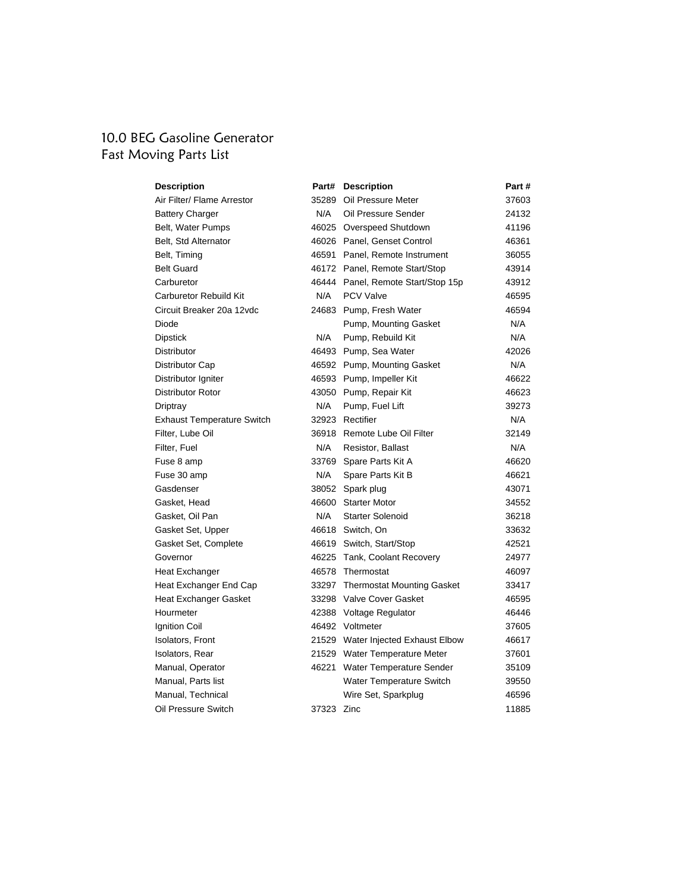# 10.0 BEG Gasoline Generator
## Fast Moving Parts List

| Description | Part# | Description | Part # |
|---|---|---|---|
| Air Filter/ Flame Arrestor | 35289 | Oil Pressure Meter | 37603 |
| Battery Charger | N/A | Oil Pressure Sender | 24132 |
| Belt, Water Pumps | 46025 | Overspeed Shutdown | 41196 |
| Belt, Std Alternator | 46026 | Panel, Genset Control | 46361 |
| Belt, Timing | 46591 | Panel, Remote Instrument | 36055 |
| Belt Guard | 46172 | Panel, Remote Start/Stop | 43914 |
| Carburetor | 46444 | Panel, Remote Start/Stop 15p | 43912 |
| Carburetor Rebuild Kit | N/A | PCV Valve | 46595 |
| Circuit Breaker 20a 12vdc | 24683 | Pump, Fresh Water | 46594 |
| Diode | | Pump, Mounting Gasket | N/A |
| Dipstick | N/A | Pump, Rebuild Kit | N/A |
| Distributor | 46493 | Pump, Sea Water | 42026 |
| Distributor Cap | 46592 | Pump, Mounting Gasket | N/A |
| Distributor Igniter | 46593 | Pump, Impeller Kit | 46622 |
| Distributor Rotor | 43050 | Pump, Repair Kit | 46623 |
| Driptray | N/A | Pump, Fuel Lift | 39273 |
| Exhaust Temperature Switch | 32923 | Rectifier | N/A |
| Filter, Lube Oil | 36918 | Remote Lube Oil Filter | 32149 |
| Filter, Fuel | N/A | Resistor, Ballast | N/A |
| Fuse 8 amp | 33769 | Spare Parts Kit A | 46620 |
| Fuse 30 amp | N/A | Spare Parts Kit B | 46621 |
| Gasdenser | 38052 | Spark plug | 43071 |
| Gasket, Head | 46600 | Starter Motor | 34552 |
| Gasket, Oil Pan | N/A | Starter Solenoid | 36218 |
| Gasket Set, Upper | 46618 | Switch, On | 33632 |
| Gasket Set, Complete | 46619 | Switch, Start/Stop | 42521 |
| Governor | 46225 | Tank, Coolant Recovery | 24977 |
| Heat Exchanger | 46578 | Thermostat | 46097 |
| Heat Exchanger End Cap | 33297 | Thermostat Mounting Gasket | 33417 |
| Heat Exchanger Gasket | 33298 | Valve Cover Gasket | 46595 |
| Hourmeter | 42388 | Voltage Regulator | 46446 |
| Ignition Coil | 46492 | Voltmeter | 37605 |
| Isolators, Front | 21529 | Water Injected Exhaust Elbow | 46617 |
| Isolators, Rear | 21529 | Water Temperature Meter | 37601 |
| Manual, Operator | 46221 | Water Temperature Sender | 35109 |
| Manual, Parts list | | Water Temperature Switch | 39550 |
| Manual, Technical | | Wire Set, Sparkplug | 46596 |
| Oil Pressure Switch | 37323 | Zinc | 11885 |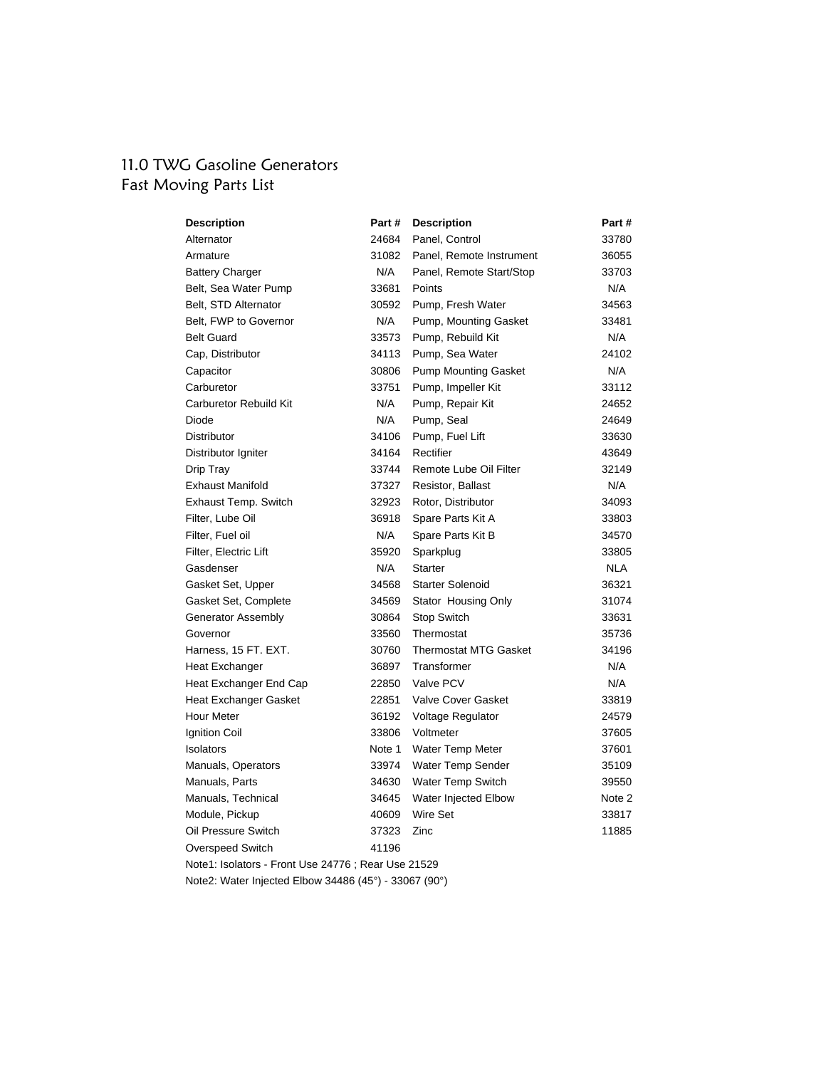# 11.0 TWG Gasoline Generators
## Fast Moving Parts List

| Description | Part # | Description | Part # |
|---|---|---|---|
| Alternator | 24684 | Panel, Control | 33780 |
| Armature | 31082 | Panel, Remote Instrument | 36055 |
| Battery Charger | N/A | Panel, Remote Start/Stop | 33703 |
| Belt, Sea Water Pump | 33681 | Points | N/A |
| Belt, STD Alternator | 30592 | Pump, Fresh Water | 34563 |
| Belt, FWP to Governor | N/A | Pump, Mounting Gasket | 33481 |
| Belt Guard | 33573 | Pump, Rebuild Kit | N/A |
| Cap, Distributor | 34113 | Pump, Sea Water | 24102 |
| Capacitor | 30806 | Pump Mounting Gasket | N/A |
| Carburetor | 33751 | Pump, Impeller Kit | 33112 |
| Carburetor Rebuild Kit | N/A | Pump, Repair Kit | 24652 |
| Diode | N/A | Pump, Seal | 24649 |
| Distributor | 34106 | Pump, Fuel Lift | 33630 |
| Distributor Igniter | 34164 | Rectifier | 43649 |
| Drip Tray | 33744 | Remote Lube Oil Filter | 32149 |
| Exhaust Manifold | 37327 | Resistor, Ballast | N/A |
| Exhaust Temp. Switch | 32923 | Rotor, Distributor | 34093 |
| Filter, Lube Oil | 36918 | Spare Parts Kit A | 33803 |
| Filter, Fuel oil | N/A | Spare Parts Kit B | 34570 |
| Filter, Electric Lift | 35920 | Sparkplug | 33805 |
| Gasdenser | N/A | Starter | NLA |
| Gasket Set, Upper | 34568 | Starter Solenoid | 36321 |
| Gasket Set, Complete | 34569 | Stator Housing Only | 31074 |
| Generator Assembly | 30864 | Stop Switch | 33631 |
| Governor | 33560 | Thermostat | 35736 |
| Harness, 15 FT. EXT. | 30760 | Thermostat MTG Gasket | 34196 |
| Heat Exchanger | 36897 | Transformer | N/A |
| Heat Exchanger End Cap | 22850 | Valve PCV | N/A |
| Heat Exchanger Gasket | 22851 | Valve Cover Gasket | 33819 |
| Hour Meter | 36192 | Voltage Regulator | 24579 |
| Ignition Coil | 33806 | Voltmeter | 37605 |
| Isolators | Note 1 | Water Temp Meter | 37601 |
| Manuals, Operators | 33974 | Water Temp Sender | 35109 |
| Manuals, Parts | 34630 | Water Temp Switch | 39550 |
| Manuals, Technical | 34645 | Water Injected Elbow | Note 2 |
| Module, Pickup | 40609 | Wire Set | 33817 |
| Oil Pressure Switch | 37323 | Zinc | 11885 |
| Overspeed Switch | 41196 | | |

Note1: Isolators - Front Use 24776 ; Rear Use 21529

Note2: Water Injected Elbow 34486 (45°) - 33067 (90°)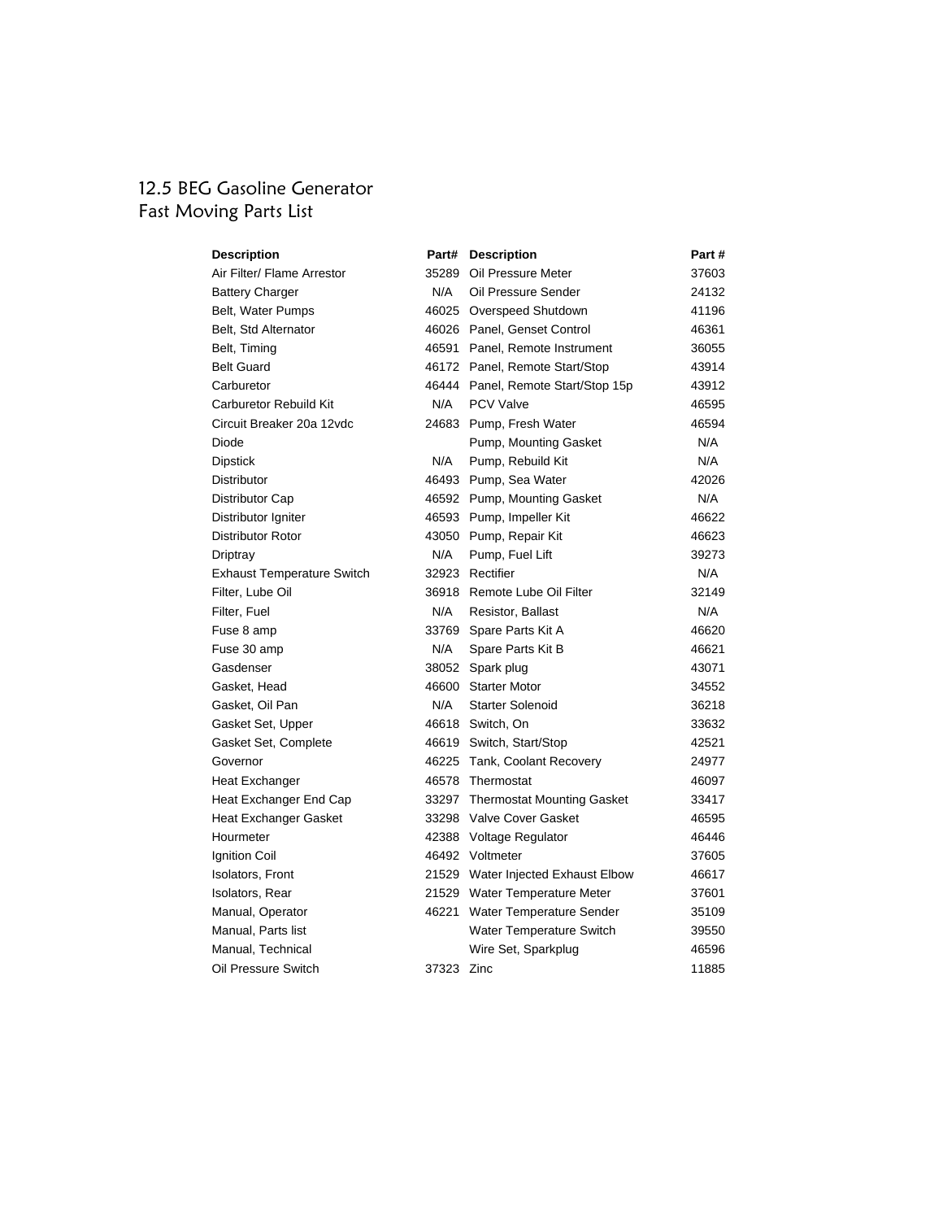# 12.5 BEG Gasoline Generator
## Fast Moving Parts List

| Description | Part# | Description | Part # |
|---|---|---|---|
| Air Filter/ Flame Arrestor | 35289 | Oil Pressure Meter | 37603 |
| Battery Charger | N/A | Oil Pressure Sender | 24132 |
| Belt, Water Pumps | 46025 | Overspeed Shutdown | 41196 |
| Belt, Std Alternator | 46026 | Panel, Genset Control | 46361 |
| Belt, Timing | 46591 | Panel, Remote Instrument | 36055 |
| Belt Guard | 46172 | Panel, Remote Start/Stop | 43914 |
| Carburetor | 46444 | Panel, Remote Start/Stop 15p | 43912 |
| Carburetor Rebuild Kit | N/A | PCV Valve | 46595 |
| Circuit Breaker 20a 12vdc | 24683 | Pump, Fresh Water | 46594 |
| Diode | | Pump, Mounting Gasket | N/A |
| Dipstick | N/A | Pump, Rebuild Kit | N/A |
| Distributor | 46493 | Pump, Sea Water | 42026 |
| Distributor Cap | 46592 | Pump, Mounting Gasket | N/A |
| Distributor Igniter | 46593 | Pump, Impeller Kit | 46622 |
| Distributor Rotor | 43050 | Pump, Repair Kit | 46623 |
| Driptray | N/A | Pump, Fuel Lift | 39273 |
| Exhaust Temperature Switch | 32923 | Rectifier | N/A |
| Filter, Lube Oil | 36918 | Remote Lube Oil Filter | 32149 |
| Filter, Fuel | N/A | Resistor, Ballast | N/A |
| Fuse 8 amp | 33769 | Spare Parts Kit A | 46620 |
| Fuse 30 amp | N/A | Spare Parts Kit B | 46621 |
| Gasdenser | 38052 | Spark plug | 43071 |
| Gasket, Head | 46600 | Starter Motor | 34552 |
| Gasket, Oil Pan | N/A | Starter Solenoid | 36218 |
| Gasket Set, Upper | 46618 | Switch, On | 33632 |
| Gasket Set, Complete | 46619 | Switch, Start/Stop | 42521 |
| Governor | 46225 | Tank, Coolant Recovery | 24977 |
| Heat Exchanger | 46578 | Thermostat | 46097 |
| Heat Exchanger End Cap | 33297 | Thermostat Mounting Gasket | 33417 |
| Heat Exchanger Gasket | 33298 | Valve Cover Gasket | 46595 |
| Hourmeter | 42388 | Voltage Regulator | 46446 |
| Ignition Coil | 46492 | Voltmeter | 37605 |
| Isolators, Front | 21529 | Water Injected Exhaust Elbow | 46617 |
| Isolators, Rear | 21529 | Water Temperature Meter | 37601 |
| Manual, Operator | 46221 | Water Temperature Sender | 35109 |
| Manual, Parts list | | Water Temperature Switch | 39550 |
| Manual, Technical | | Wire Set, Sparkplug | 46596 |
| Oil Pressure Switch | 37323 | Zinc | 11885 |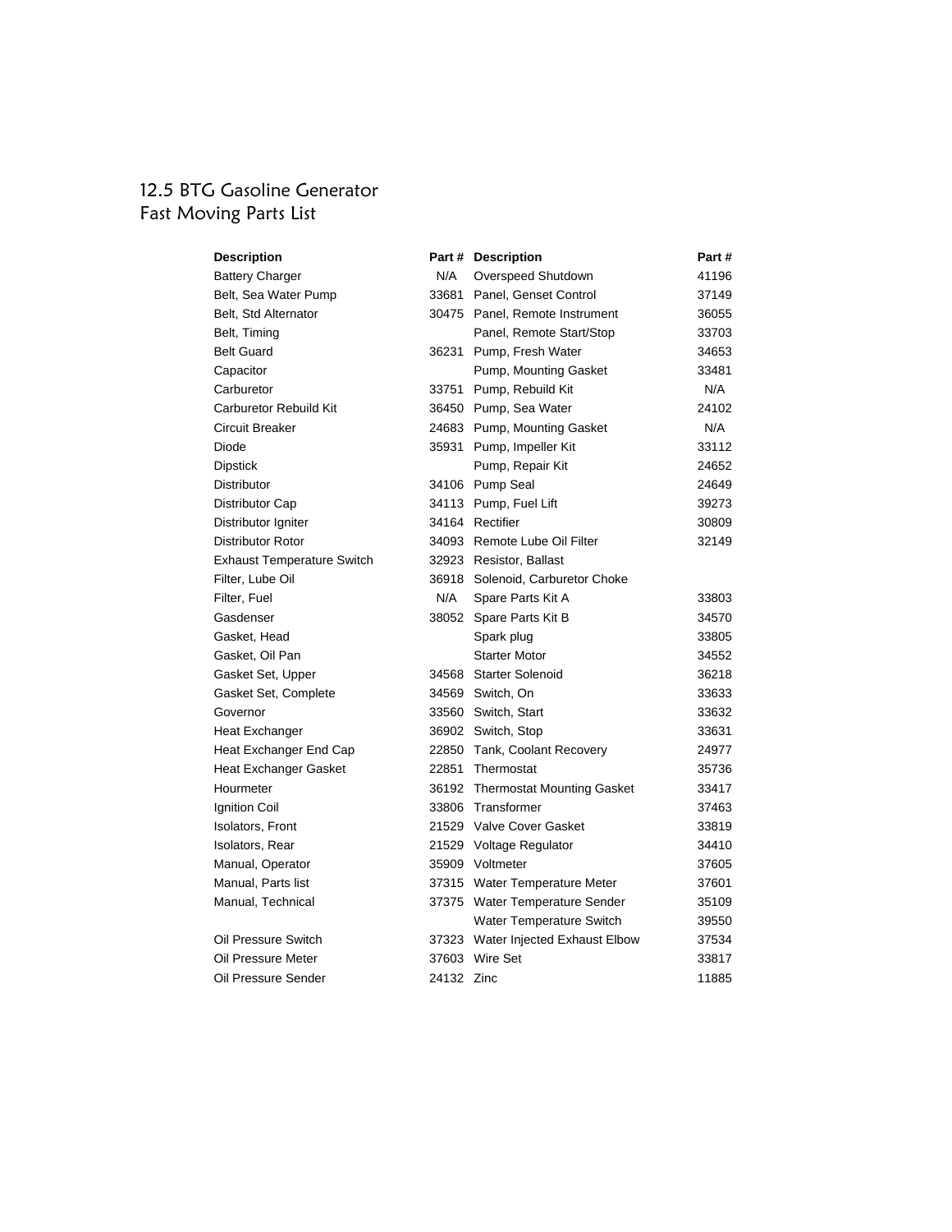# 12.5 BTG Gasoline Generator
## Fast Moving Parts List

| Description | Part # | Description | Part # |
|---|---|---|---|
| Battery Charger | N/A | Overspeed Shutdown | 41196 |
| Belt, Sea Water Pump | 33681 | Panel, Genset Control | 37149 |
| Belt, Std Alternator | 30475 | Panel, Remote Instrument | 36055 |
| Belt, Timing | | Panel, Remote Start/Stop | 33703 |
| Belt Guard | 36231 | Pump, Fresh Water | 34653 |
| Capacitor | | Pump, Mounting Gasket | 33481 |
| Carburetor | 33751 | Pump, Rebuild Kit | N/A |
| Carburetor Rebuild Kit | 36450 | Pump, Sea Water | 24102 |
| Circuit Breaker | 24683 | Pump, Mounting Gasket | N/A |
| Diode | 35931 | Pump, Impeller Kit | 33112 |
| Dipstick | | Pump, Repair Kit | 24652 |
| Distributor | 34106 | Pump Seal | 24649 |
| Distributor Cap | 34113 | Pump, Fuel Lift | 39273 |
| Distributor Igniter | 34164 | Rectifier | 30809 |
| Distributor Rotor | 34093 | Remote Lube Oil Filter | 32149 |
| Exhaust Temperature Switch | 32923 | Resistor, Ballast | |
| Filter, Lube Oil | 36918 | Solenoid, Carburetor Choke | |
| Filter, Fuel | N/A | Spare Parts Kit A | 33803 |
| Gasdenser | 38052 | Spare Parts Kit B | 34570 |
| Gasket, Head | | Spark plug | 33805 |
| Gasket, Oil Pan | | Starter Motor | 34552 |
| Gasket Set, Upper | 34568 | Starter Solenoid | 36218 |
| Gasket Set, Complete | 34569 | Switch, On | 33633 |
| Governor | 33560 | Switch, Start | 33632 |
| Heat Exchanger | 36902 | Switch, Stop | 33631 |
| Heat Exchanger End Cap | 22850 | Tank, Coolant Recovery | 24977 |
| Heat Exchanger Gasket | 22851 | Thermostat | 35736 |
| Hourmeter | 36192 | Thermostat Mounting Gasket | 33417 |
| Ignition Coil | 33806 | Transformer | 37463 |
| Isolators, Front | 21529 | Valve Cover Gasket | 33819 |
| Isolators, Rear | 21529 | Voltage Regulator | 34410 |
| Manual, Operator | 35909 | Voltmeter | 37605 |
| Manual, Parts list | 37315 | Water Temperature Meter | 37601 |
| Manual, Technical | 37375 | Water Temperature Sender | 35109 |
| | | Water Temperature Switch | 39550 |
| Oil Pressure Switch | 37323 | Water Injected Exhaust Elbow | 37534 |
| Oil Pressure Meter | 37603 | Wire Set | 33817 |
| Oil Pressure Sender | 24132 | Zinc | 11885 |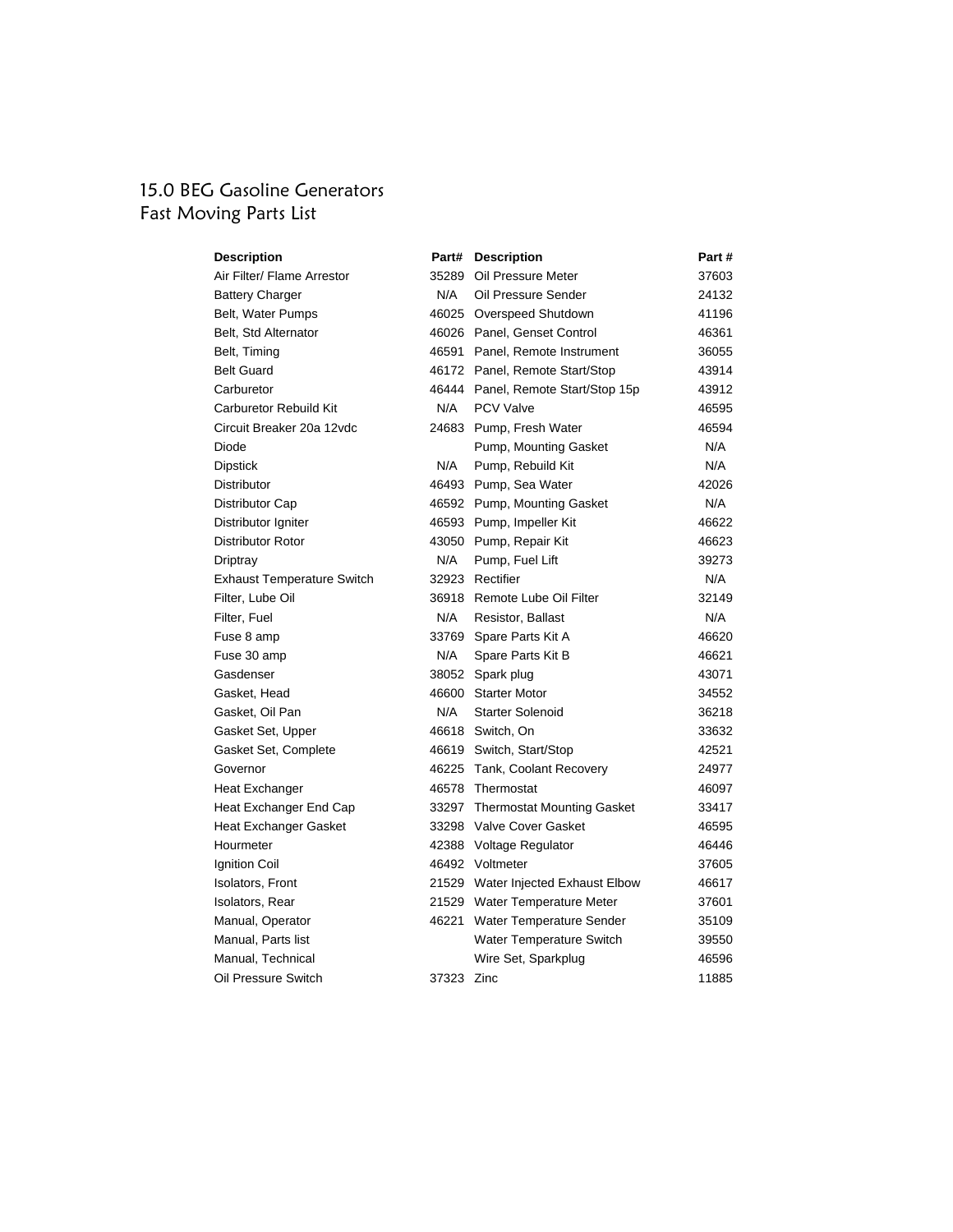# 15.0 BEG Gasoline Generators
## Fast Moving Parts List

| Description | Part# | Description | Part # |
|---|---|---|---|
| Air Filter/ Flame Arrestor | 35289 | Oil Pressure Meter | 37603 |
| Battery Charger | N/A | Oil Pressure Sender | 24132 |
| Belt, Water Pumps | 46025 | Overspeed Shutdown | 41196 |
| Belt, Std Alternator | 46026 | Panel, Genset Control | 46361 |
| Belt, Timing | 46591 | Panel, Remote Instrument | 36055 |
| Belt Guard | 46172 | Panel, Remote Start/Stop | 43914 |
| Carburetor | 46444 | Panel, Remote Start/Stop 15p | 43912 |
| Carburetor Rebuild Kit | N/A | PCV Valve | 46595 |
| Circuit Breaker 20a 12vdc | 24683 | Pump, Fresh Water | 46594 |
| Diode | | Pump, Mounting Gasket | N/A |
| Dipstick | N/A | Pump, Rebuild Kit | N/A |
| Distributor | 46493 | Pump, Sea Water | 42026 |
| Distributor Cap | 46592 | Pump, Mounting Gasket | N/A |
| Distributor Igniter | 46593 | Pump, Impeller Kit | 46622 |
| Distributor Rotor | 43050 | Pump, Repair Kit | 46623 |
| Driptray | N/A | Pump, Fuel Lift | 39273 |
| Exhaust Temperature Switch | 32923 | Rectifier | N/A |
| Filter, Lube Oil | 36918 | Remote Lube Oil Filter | 32149 |
| Filter, Fuel | N/A | Resistor, Ballast | N/A |
| Fuse 8 amp | 33769 | Spare Parts Kit A | 46620 |
| Fuse 30 amp | N/A | Spare Parts Kit B | 46621 |
| Gasdenser | 38052 | Spark plug | 43071 |
| Gasket, Head | 46600 | Starter Motor | 34552 |
| Gasket, Oil Pan | N/A | Starter Solenoid | 36218 |
| Gasket Set, Upper | 46618 | Switch, On | 33632 |
| Gasket Set, Complete | 46619 | Switch, Start/Stop | 42521 |
| Governor | 46225 | Tank, Coolant Recovery | 24977 |
| Heat Exchanger | 46578 | Thermostat | 46097 |
| Heat Exchanger End Cap | 33297 | Thermostat Mounting Gasket | 33417 |
| Heat Exchanger Gasket | 33298 | Valve Cover Gasket | 46595 |
| Hourmeter | 42388 | Voltage Regulator | 46446 |
| Ignition Coil | 46492 | Voltmeter | 37605 |
| Isolators, Front | 21529 | Water Injected Exhaust Elbow | 46617 |
| Isolators, Rear | 21529 | Water Temperature Meter | 37601 |
| Manual, Operator | 46221 | Water Temperature Sender | 35109 |
| Manual, Parts list | | Water Temperature Switch | 39550 |
| Manual, Technical | | Wire Set, Sparkplug | 46596 |
| Oil Pressure Switch | 37323 | Zinc | 11885 |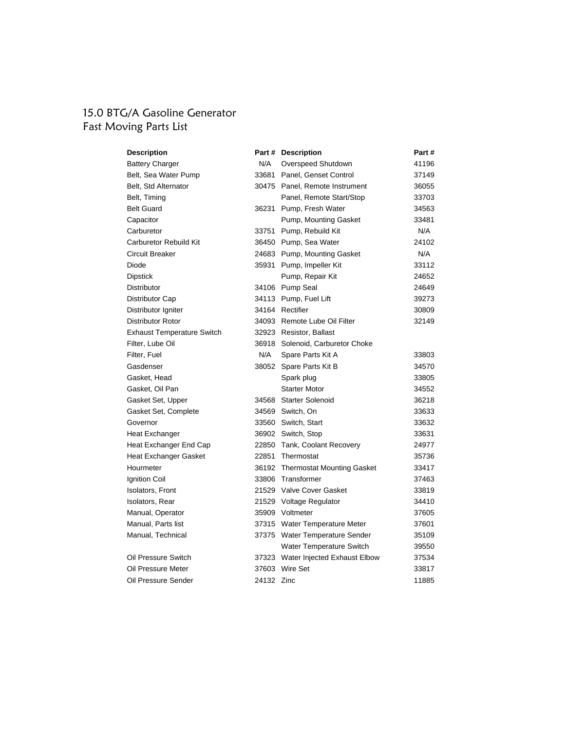# 15.0 BTG/A Gasoline Generator
## Fast Moving Parts List

| Description | Part # | Description | Part # |
|---|---|---|---|
| Battery Charger | N/A | Overspeed Shutdown | 41196 |
| Belt, Sea Water Pump | 33681 | Panel, Genset Control | 37149 |
| Belt, Std Alternator | 30475 | Panel, Remote Instrument | 36055 |
| Belt, Timing | | Panel, Remote Start/Stop | 33703 |
| Belt Guard | 36231 | Pump, Fresh Water | 34563 |
| Capacitor | | Pump, Mounting Gasket | 33481 |
| Carburetor | 33751 | Pump, Rebuild Kit | N/A |
| Carburetor Rebuild Kit | 36450 | Pump, Sea Water | 24102 |
| Circuit Breaker | 24683 | Pump, Mounting Gasket | N/A |
| Diode | 35931 | Pump, Impeller Kit | 33112 |
| Dipstick | | Pump, Repair Kit | 24652 |
| Distributor | 34106 | Pump Seal | 24649 |
| Distributor Cap | 34113 | Pump, Fuel Lift | 39273 |
| Distributor Igniter | 34164 | Rectifier | 30809 |
| Distributor Rotor | 34093 | Remote Lube Oil Filter | 32149 |
| Exhaust Temperature Switch | 32923 | Resistor, Ballast | |
| Filter, Lube Oil | 36918 | Solenoid, Carburetor Choke | |
| Filter, Fuel | N/A | Spare Parts Kit A | 33803 |
| Gasdenser | 38052 | Spare Parts Kit B | 34570 |
| Gasket, Head | | Spark plug | 33805 |
| Gasket, Oil Pan | | Starter Motor | 34552 |
| Gasket Set, Upper | 34568 | Starter Solenoid | 36218 |
| Gasket Set, Complete | 34569 | Switch, On | 33633 |
| Governor | 33560 | Switch, Start | 33632 |
| Heat Exchanger | 36902 | Switch, Stop | 33631 |
| Heat Exchanger End Cap | 22850 | Tank, Coolant Recovery | 24977 |
| Heat Exchanger Gasket | 22851 | Thermostat | 35736 |
| Hourmeter | 36192 | Thermostat Mounting Gasket | 33417 |
| Ignition Coil | 33806 | Transformer | 37463 |
| Isolators, Front | 21529 | Valve Cover Gasket | 33819 |
| Isolators, Rear | 21529 | Voltage Regulator | 34410 |
| Manual, Operator | 35909 | Voltmeter | 37605 |
| Manual, Parts list | 37315 | Water Temperature Meter | 37601 |
| Manual, Technical | 37375 | Water Temperature Sender | 35109 |
| | | Water Temperature Switch | 39550 |
| Oil Pressure Switch | 37323 | Water Injected Exhaust Elbow | 37534 |
| Oil Pressure Meter | 37603 | Wire Set | 33817 |
| Oil Pressure Sender | 24132 | Zinc | 11885 |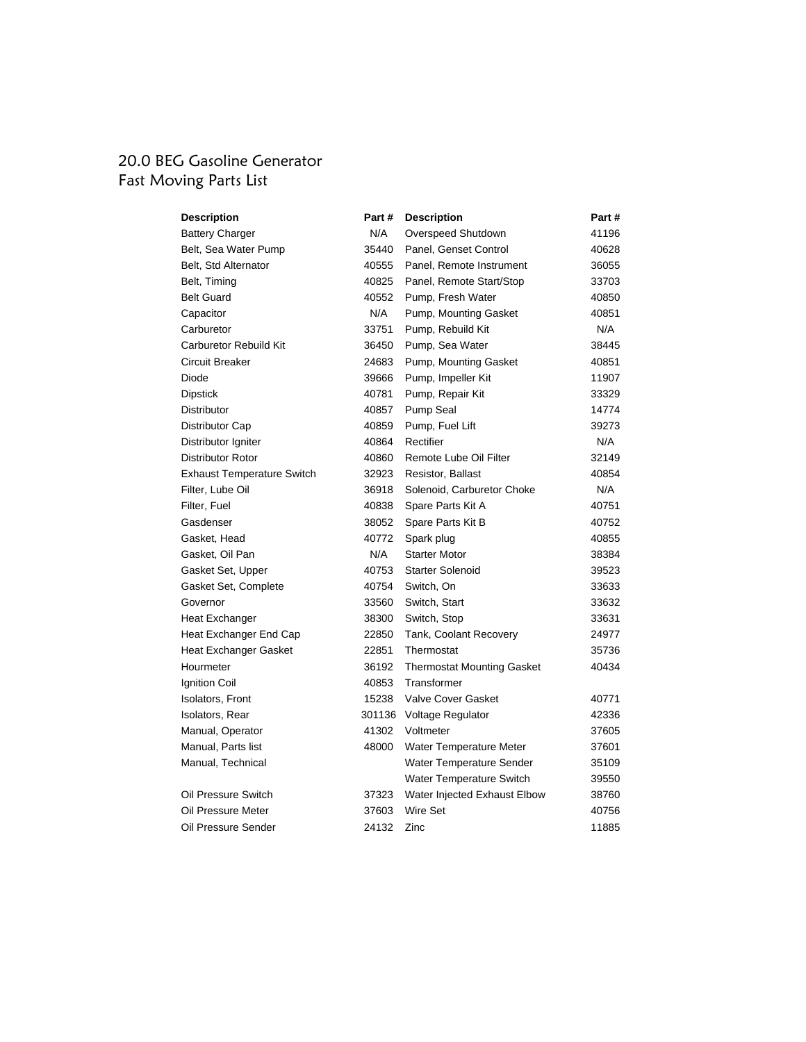# 20.0 BEG Gasoline Generator
## Fast Moving Parts List

| Description | Part # | Description | Part # |
|---|---|---|---|
| Battery Charger | N/A | Overspeed Shutdown | 41196 |
| Belt, Sea Water Pump | 35440 | Panel, Genset Control | 40628 |
| Belt, Std Alternator | 40555 | Panel, Remote Instrument | 36055 |
| Belt, Timing | 40825 | Panel, Remote Start/Stop | 33703 |
| Belt Guard | 40552 | Pump, Fresh Water | 40850 |
| Capacitor | N/A | Pump, Mounting Gasket | 40851 |
| Carburetor | 33751 | Pump, Rebuild Kit | N/A |
| Carburetor Rebuild Kit | 36450 | Pump, Sea Water | 38445 |
| Circuit Breaker | 24683 | Pump, Mounting Gasket | 40851 |
| Diode | 39666 | Pump, Impeller Kit | 11907 |
| Dipstick | 40781 | Pump, Repair Kit | 33329 |
| Distributor | 40857 | Pump Seal | 14774 |
| Distributor Cap | 40859 | Pump, Fuel Lift | 39273 |
| Distributor Igniter | 40864 | Rectifier | N/A |
| Distributor Rotor | 40860 | Remote Lube Oil Filter | 32149 |
| Exhaust Temperature Switch | 32923 | Resistor, Ballast | 40854 |
| Filter, Lube Oil | 36918 | Solenoid, Carburetor Choke | N/A |
| Filter, Fuel | 40838 | Spare Parts Kit A | 40751 |
| Gasdenser | 38052 | Spare Parts Kit B | 40752 |
| Gasket, Head | 40772 | Spark plug | 40855 |
| Gasket, Oil Pan | N/A | Starter Motor | 38384 |
| Gasket Set, Upper | 40753 | Starter Solenoid | 39523 |
| Gasket Set, Complete | 40754 | Switch, On | 33633 |
| Governor | 33560 | Switch, Start | 33632 |
| Heat Exchanger | 38300 | Switch, Stop | 33631 |
| Heat Exchanger End Cap | 22850 | Tank, Coolant Recovery | 24977 |
| Heat Exchanger Gasket | 22851 | Thermostat | 35736 |
| Hourmeter | 36192 | Thermostat Mounting Gasket | 40434 |
| Ignition Coil | 40853 | Transformer | |
| Isolators, Front | 15238 | Valve Cover Gasket | 40771 |
| Isolators, Rear | 301136 | Voltage Regulator | 42336 |
| Manual, Operator | 41302 | Voltmeter | 37605 |
| Manual, Parts list | 48000 | Water Temperature Meter | 37601 |
| Manual, Technical | | Water Temperature Sender | 35109 |
| | | Water Temperature Switch | 39550 |
| Oil Pressure Switch | 37323 | Water Injected Exhaust Elbow | 38760 |
| Oil Pressure Meter | 37603 | Wire Set | 40756 |
| Oil Pressure Sender | 24132 | Zinc | 11885 |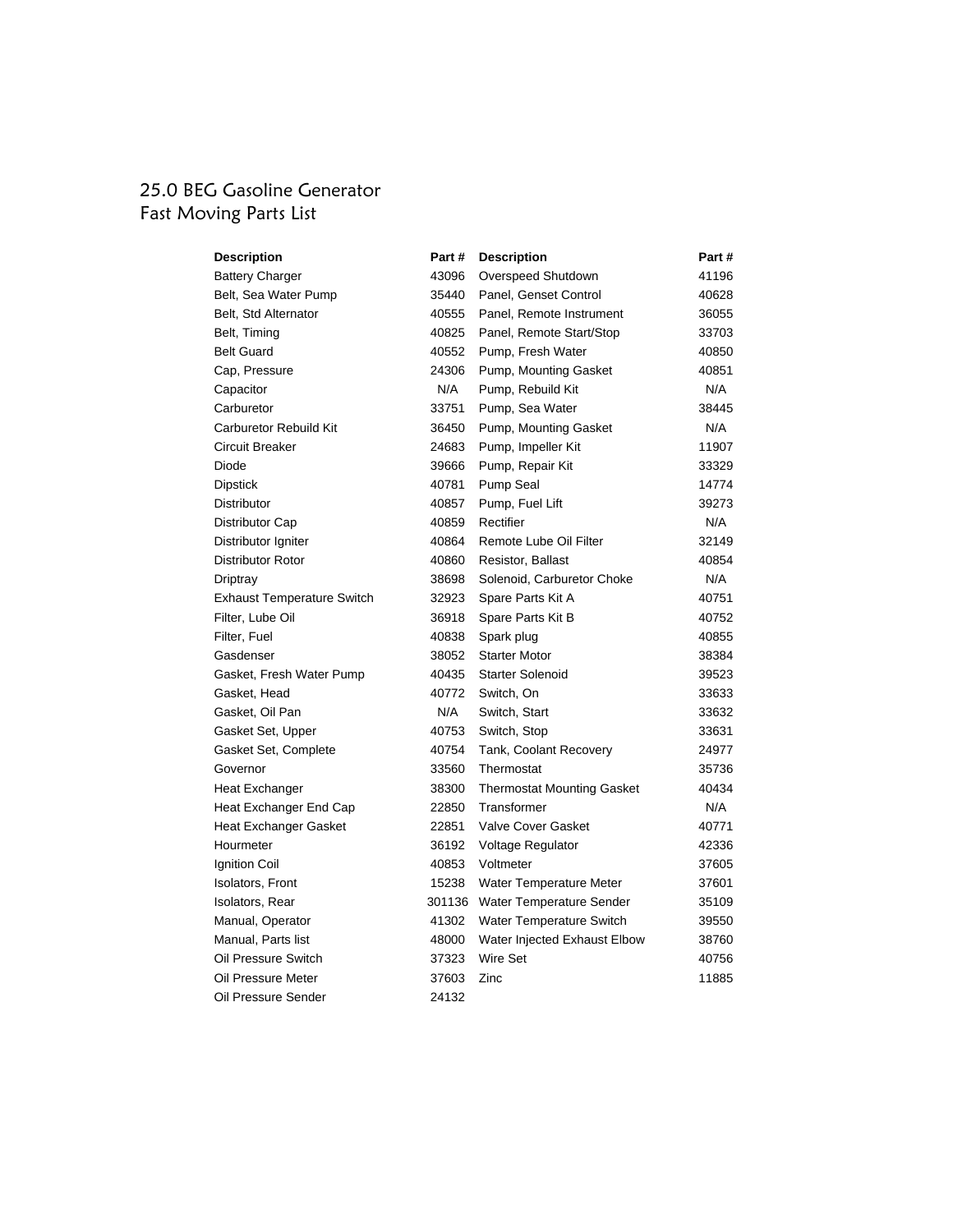# 25.0 BEG Gasoline Generator
## Fast Moving Parts List

| Description | Part # | Description | Part # |
|---|---|---|---|
| Battery Charger | 43096 | Overspeed Shutdown | 41196 |
| Belt, Sea Water Pump | 35440 | Panel, Genset Control | 40628 |
| Belt, Std Alternator | 40555 | Panel, Remote Instrument | 36055 |
| Belt, Timing | 40825 | Panel, Remote Start/Stop | 33703 |
| Belt Guard | 40552 | Pump, Fresh Water | 40850 |
| Cap, Pressure | 24306 | Pump, Mounting Gasket | 40851 |
| Capacitor | N/A | Pump, Rebuild Kit | N/A |
| Carburetor | 33751 | Pump, Sea Water | 38445 |
| Carburetor Rebuild Kit | 36450 | Pump, Mounting Gasket | N/A |
| Circuit Breaker | 24683 | Pump, Impeller Kit | 11907 |
| Diode | 39666 | Pump, Repair Kit | 33329 |
| Dipstick | 40781 | Pump Seal | 14774 |
| Distributor | 40857 | Pump, Fuel Lift | 39273 |
| Distributor Cap | 40859 | Rectifier | N/A |
| Distributor Igniter | 40864 | Remote Lube Oil Filter | 32149 |
| Distributor Rotor | 40860 | Resistor, Ballast | 40854 |
| Driptray | 38698 | Solenoid, Carburetor Choke | N/A |
| Exhaust Temperature Switch | 32923 | Spare Parts Kit A | 40751 |
| Filter, Lube Oil | 36918 | Spare Parts Kit B | 40752 |
| Filter, Fuel | 40838 | Spark plug | 40855 |
| Gasdenser | 38052 | Starter Motor | 38384 |
| Gasket, Fresh Water Pump | 40435 | Starter Solenoid | 39523 |
| Gasket, Head | 40772 | Switch, On | 33633 |
| Gasket, Oil Pan | N/A | Switch, Start | 33632 |
| Gasket Set, Upper | 40753 | Switch, Stop | 33631 |
| Gasket Set, Complete | 40754 | Tank, Coolant Recovery | 24977 |
| Governor | 33560 | Thermostat | 35736 |
| Heat Exchanger | 38300 | Thermostat Mounting Gasket | 40434 |
| Heat Exchanger End Cap | 22850 | Transformer | N/A |
| Heat Exchanger Gasket | 22851 | Valve Cover Gasket | 40771 |
| Hourmeter | 36192 | Voltage Regulator | 42336 |
| Ignition Coil | 40853 | Voltmeter | 37605 |
| Isolators, Front | 15238 | Water Temperature Meter | 37601 |
| Isolators, Rear | 301136 | Water Temperature Sender | 35109 |
| Manual, Operator | 41302 | Water Temperature Switch | 39550 |
| Manual, Parts list | 48000 | Water Injected Exhaust Elbow | 38760 |
| Oil Pressure Switch | 37323 | Wire Set | 40756 |
| Oil Pressure Meter | 37603 | Zinc | 11885 |
| Oil Pressure Sender | 24132 | | |